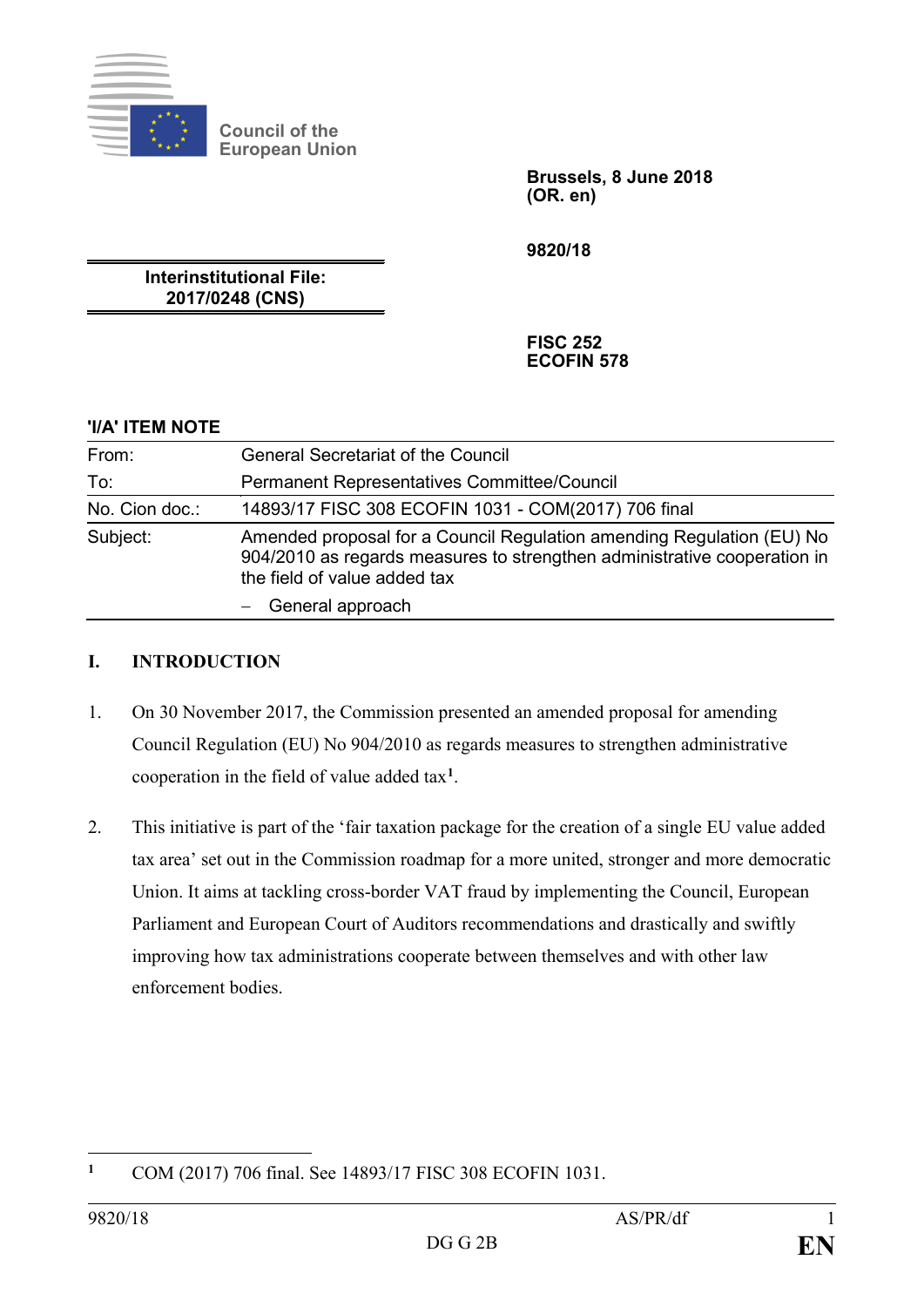Council of the European Union

**Brussels, 8 June 2018**
**(OR. en)**

**9820/18**

**Interinstitutional File:**
**2017/0248 (CNS)**

**FISC 252**
**ECOFIN 578**

**'I/A' ITEM NOTE**

| | |
|---|---|
| From: | General Secretariat of the Council |
| To: | Permanent Representatives Committee/Council |
| No. Cion doc.: | 14893/17 FISC 308 ECOFIN 1031 - COM(2017) 706 final |
| Subject: | Amended proposal for a Council Regulation amending Regulation (EU) No 904/2010 as regards measures to strengthen administrative cooperation in the field of value added tax |
| | – General approach |

## I. INTRODUCTION

1. On 30 November 2017, the Commission presented an amended proposal for amending Council Regulation (EU) No 904/2010 as regards measures to strengthen administrative cooperation in the field of value added tax[1].

2. This initiative is part of the 'fair taxation package for the creation of a single EU value added tax area' set out in the Commission roadmap for a more united, stronger and more democratic Union. It aims at tackling cross-border VAT fraud by implementing the Council, European Parliament and European Court of Auditors recommendations and drastically and swiftly improving how tax administrations cooperate between themselves and with other law enforcement bodies.

---

[1] COM (2017) 706 final. See 14893/17 FISC 308 ECOFIN 1031.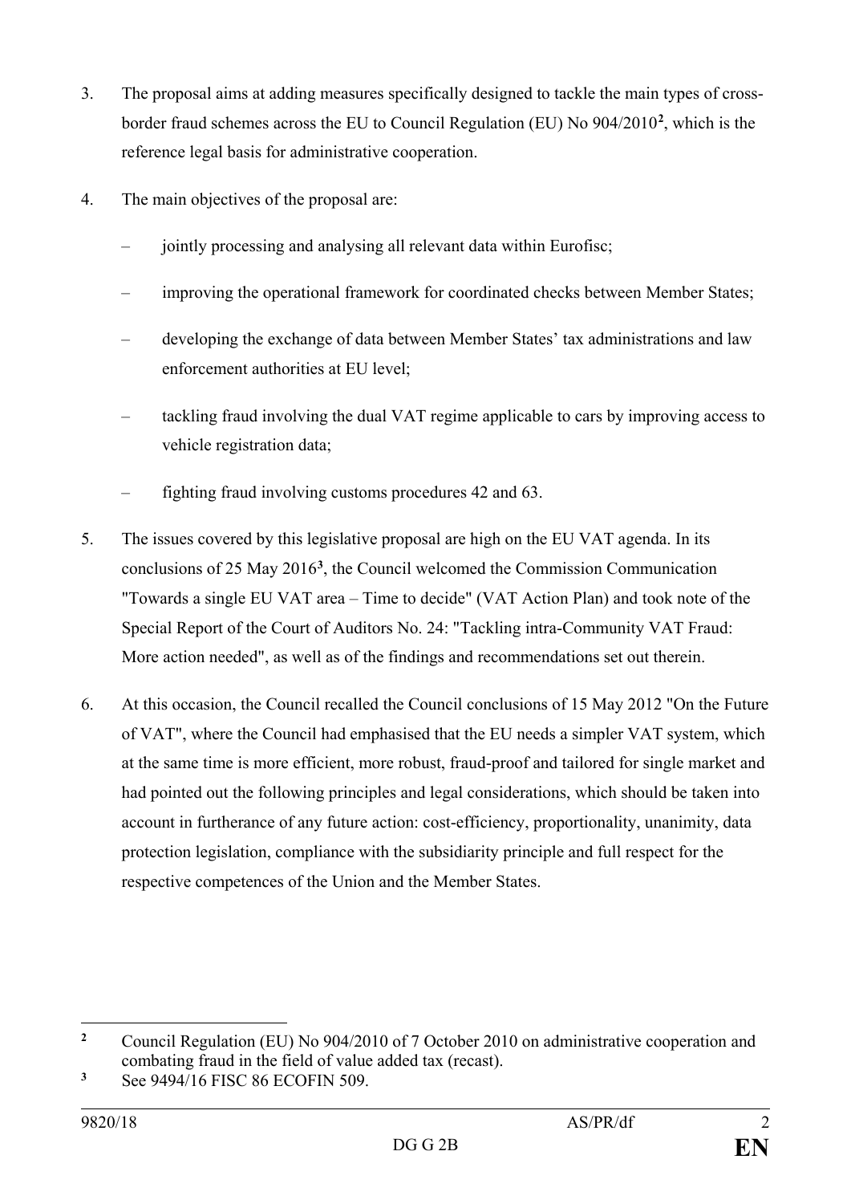3. The proposal aims at adding measures specifically designed to tackle the main types of cross-border fraud schemes across the EU to Council Regulation (EU) No 904/2010[2], which is the reference legal basis for administrative cooperation.

4. The main objectives of the proposal are:

   – jointly processing and analysing all relevant data within Eurofisc;

   – improving the operational framework for coordinated checks between Member States;

   – developing the exchange of data between Member States' tax administrations and law enforcement authorities at EU level;

   – tackling fraud involving the dual VAT regime applicable to cars by improving access to vehicle registration data;

   – fighting fraud involving customs procedures 42 and 63.

5. The issues covered by this legislative proposal are high on the EU VAT agenda. In its conclusions of 25 May 2016[3], the Council welcomed the Commission Communication "Towards a single EU VAT area – Time to decide" (VAT Action Plan) and took note of the Special Report of the Court of Auditors No. 24: "Tackling intra-Community VAT Fraud: More action needed", as well as of the findings and recommendations set out therein.

6. At this occasion, the Council recalled the Council conclusions of 15 May 2012 "On the Future of VAT", where the Council had emphasised that the EU needs a simpler VAT system, which at the same time is more efficient, more robust, fraud-proof and tailored for single market and had pointed out the following principles and legal considerations, which should be taken into account in furtherance of any future action: cost-efficiency, proportionality, unanimity, data protection legislation, compliance with the subsidiarity principle and full respect for the respective competences of the Union and the Member States.

---

[2] Council Regulation (EU) No 904/2010 of 7 October 2010 on administrative cooperation and combating fraud in the field of value added tax (recast).

[3] See 9494/16 FISC 86 ECOFIN 509.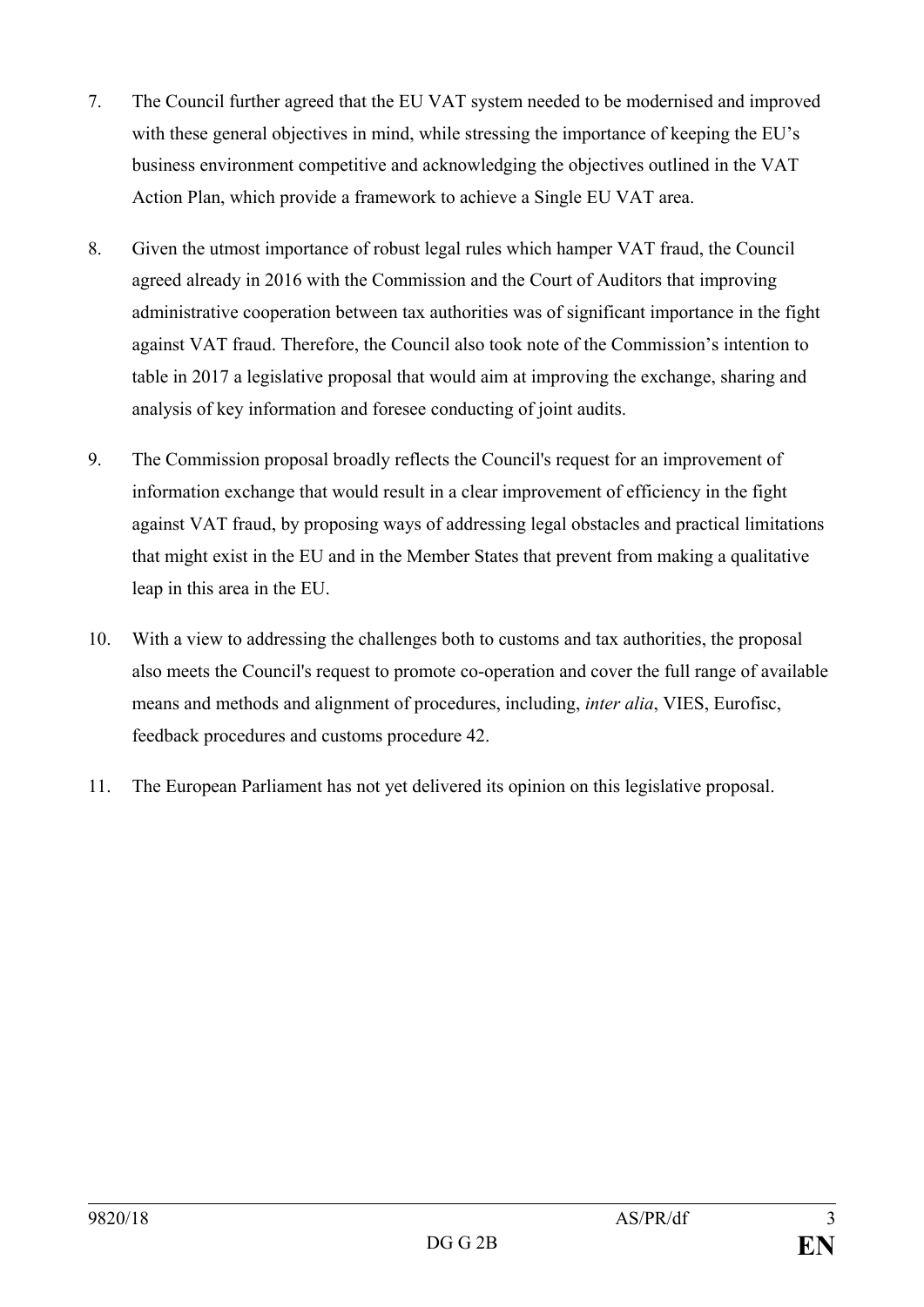7. The Council further agreed that the EU VAT system needed to be modernised and improved with these general objectives in mind, while stressing the importance of keeping the EU's business environment competitive and acknowledging the objectives outlined in the VAT Action Plan, which provide a framework to achieve a Single EU VAT area.

8. Given the utmost importance of robust legal rules which hamper VAT fraud, the Council agreed already in 2016 with the Commission and the Court of Auditors that improving administrative cooperation between tax authorities was of significant importance in the fight against VAT fraud. Therefore, the Council also took note of the Commission's intention to table in 2017 a legislative proposal that would aim at improving the exchange, sharing and analysis of key information and foresee conducting of joint audits.

9. The Commission proposal broadly reflects the Council's request for an improvement of information exchange that would result in a clear improvement of efficiency in the fight against VAT fraud, by proposing ways of addressing legal obstacles and practical limitations that might exist in the EU and in the Member States that prevent from making a qualitative leap in this area in the EU.

10. With a view to addressing the challenges both to customs and tax authorities, the proposal also meets the Council's request to promote co-operation and cover the full range of available means and methods and alignment of procedures, including, *inter alia*, VIES, Eurofisc, feedback procedures and customs procedure 42.

11. The European Parliament has not yet delivered its opinion on this legislative proposal.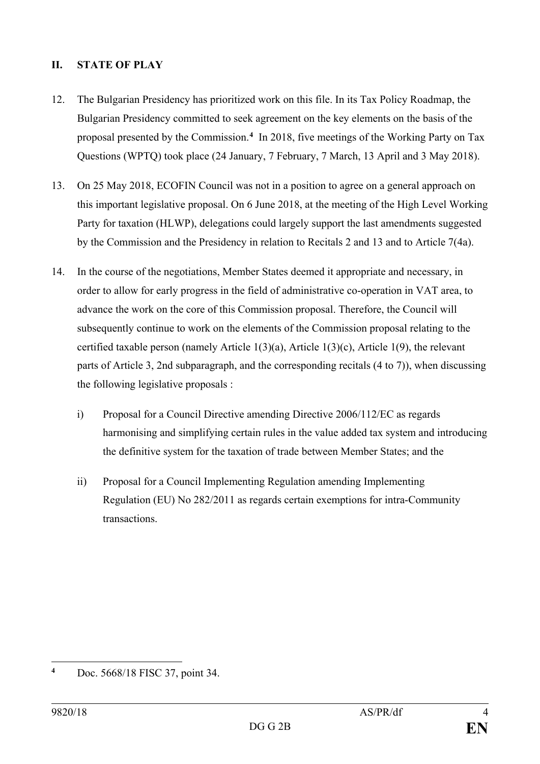## II. STATE OF PLAY

12. The Bulgarian Presidency has prioritized work on this file. In its Tax Policy Roadmap, the Bulgarian Presidency committed to seek agreement on the key elements on the basis of the proposal presented by the Commission.[4] In 2018, five meetings of the Working Party on Tax Questions (WPTQ) took place (24 January, 7 February, 7 March, 13 April and 3 May 2018).

13. On 25 May 2018, ECOFIN Council was not in a position to agree on a general approach on this important legislative proposal. On 6 June 2018, at the meeting of the High Level Working Party for taxation (HLWP), delegations could largely support the last amendments suggested by the Commission and the Presidency in relation to Recitals 2 and 13 and to Article 7(4a).

14. In the course of the negotiations, Member States deemed it appropriate and necessary, in order to allow for early progress in the field of administrative co-operation in VAT area, to advance the work on the core of this Commission proposal. Therefore, the Council will subsequently continue to work on the elements of the Commission proposal relating to the certified taxable person (namely Article 1(3)(a), Article 1(3)(c), Article 1(9), the relevant parts of Article 3, 2nd subparagraph, and the corresponding recitals (4 to 7)), when discussing the following legislative proposals :

    i) Proposal for a Council Directive amending Directive 2006/112/EC as regards harmonising and simplifying certain rules in the value added tax system and introducing the definitive system for the taxation of trade between Member States; and the

    ii) Proposal for a Council Implementing Regulation amending Implementing Regulation (EU) No 282/2011 as regards certain exemptions for intra-Community transactions.

---

[4] Doc. 5668/18 FISC 37, point 34.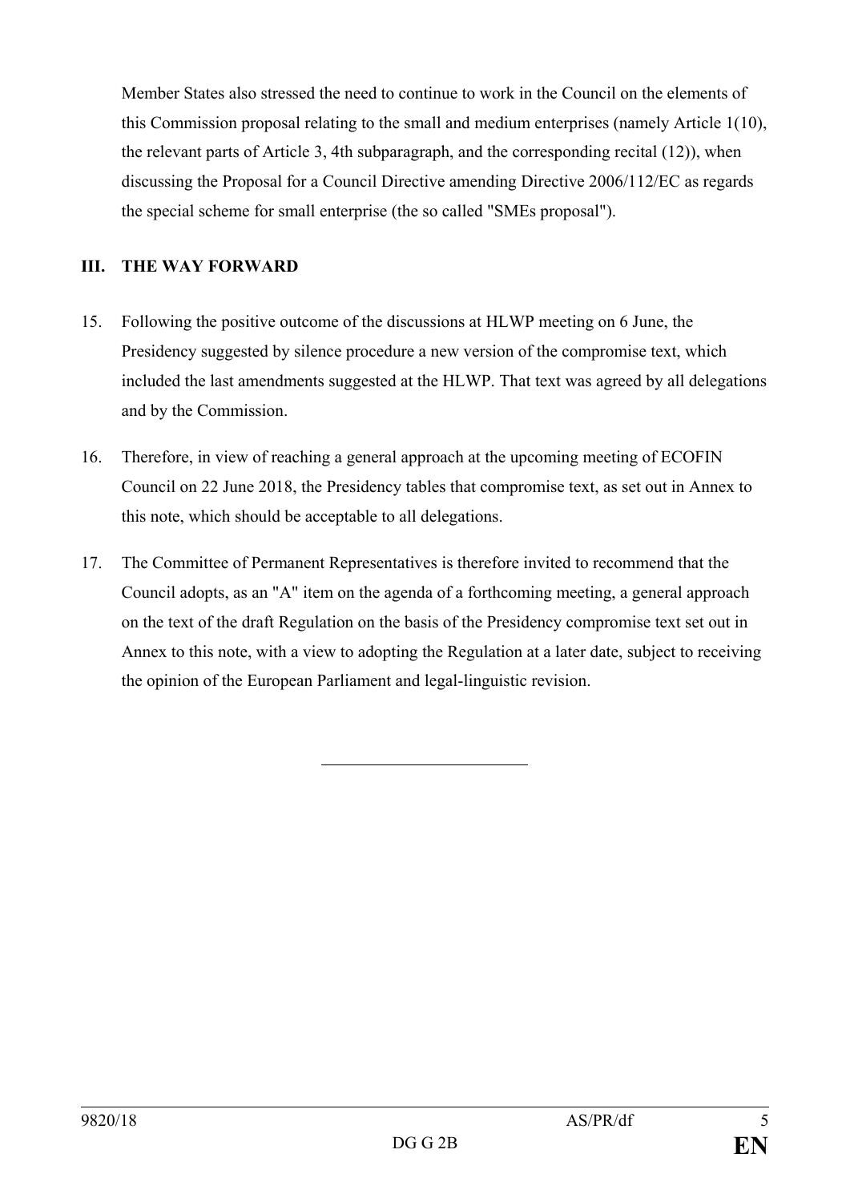Member States also stressed the need to continue to work in the Council on the elements of this Commission proposal relating to the small and medium enterprises (namely Article 1(10), the relevant parts of Article 3, 4th subparagraph, and the corresponding recital (12)), when discussing the Proposal for a Council Directive amending Directive 2006/112/EC as regards the special scheme for small enterprise (the so called "SMEs proposal").

## III. THE WAY FORWARD

15. Following the positive outcome of the discussions at HLWP meeting on 6 June, the Presidency suggested by silence procedure a new version of the compromise text, which included the last amendments suggested at the HLWP. That text was agreed by all delegations and by the Commission.

16. Therefore, in view of reaching a general approach at the upcoming meeting of ECOFIN Council on 22 June 2018, the Presidency tables that compromise text, as set out in Annex to this note, which should be acceptable to all delegations.

17. The Committee of Permanent Representatives is therefore invited to recommend that the Council adopts, as an "A" item on the agenda of a forthcoming meeting, a general approach on the text of the draft Regulation on the basis of the Presidency compromise text set out in Annex to this note, with a view to adopting the Regulation at a later date, subject to receiving the opinion of the European Parliament and legal-linguistic revision.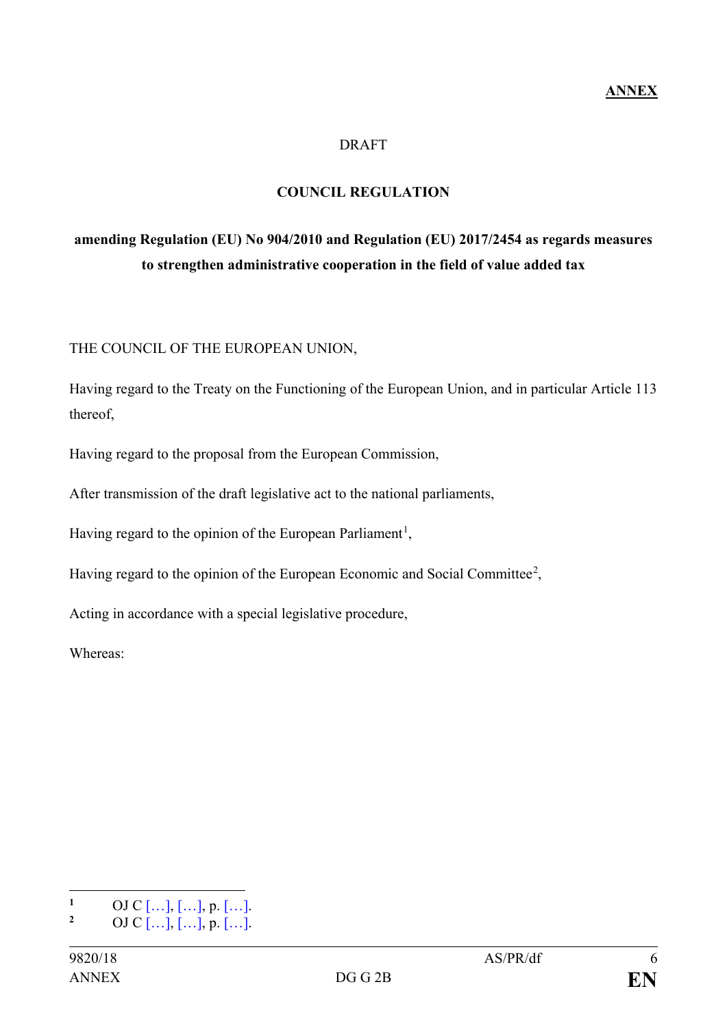**ANNEX**

DRAFT

**COUNCIL REGULATION**

**amending Regulation (EU) No 904/2010 and Regulation (EU) 2017/2454 as regards measures to strengthen administrative cooperation in the field of value added tax**

THE COUNCIL OF THE EUROPEAN UNION,

Having regard to the Treaty on the Functioning of the European Union, and in particular Article 113 thereof,

Having regard to the proposal from the European Commission,

After transmission of the draft legislative act to the national parliaments,

Having regard to the opinion of the European Parliament[1],

Having regard to the opinion of the European Economic and Social Committee[2],

Acting in accordance with a special legislative procedure,

Whereas:

---

[1] OJ C […], […], p. […].

[2] OJ C […], […], p. […].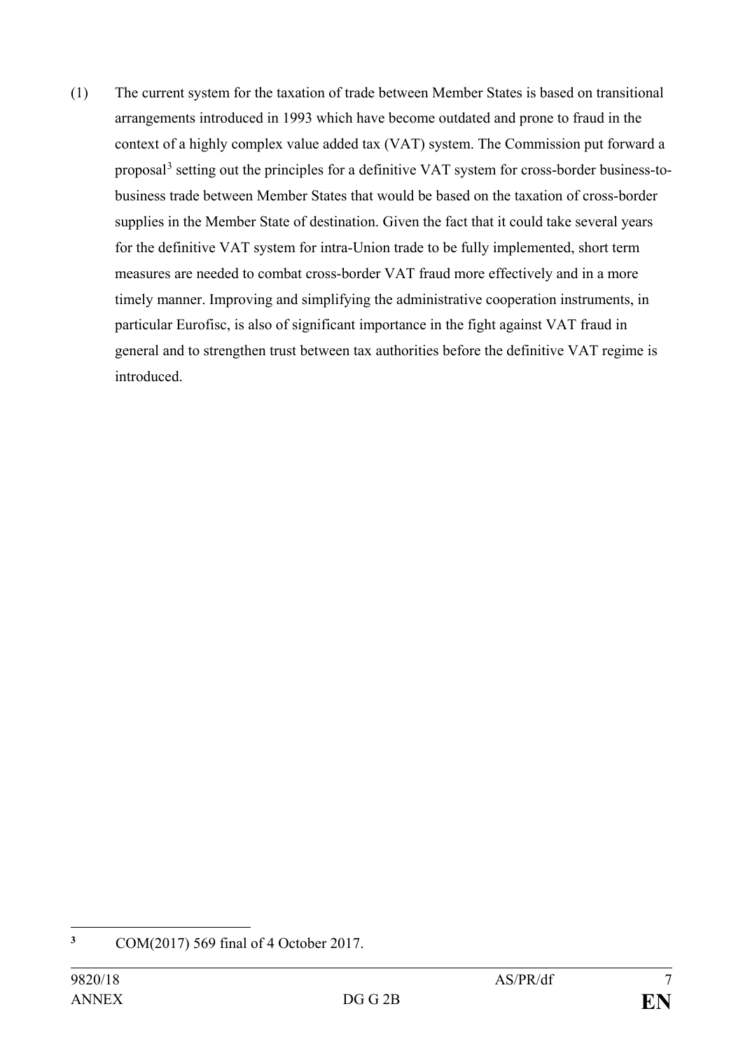(1) The current system for the taxation of trade between Member States is based on transitional arrangements introduced in 1993 which have become outdated and prone to fraud in the context of a highly complex value added tax (VAT) system. The Commission put forward a proposal[3] setting out the principles for a definitive VAT system for cross-border business-to-business trade between Member States that would be based on the taxation of cross-border supplies in the Member State of destination. Given the fact that it could take several years for the definitive VAT system for intra-Union trade to be fully implemented, short term measures are needed to combat cross-border VAT fraud more effectively and in a more timely manner. Improving and simplifying the administrative cooperation instruments, in particular Eurofisc, is also of significant importance in the fight against VAT fraud in general and to strengthen trust between tax authorities before the definitive VAT regime is introduced.

---

[3] COM(2017) 569 final of 4 October 2017.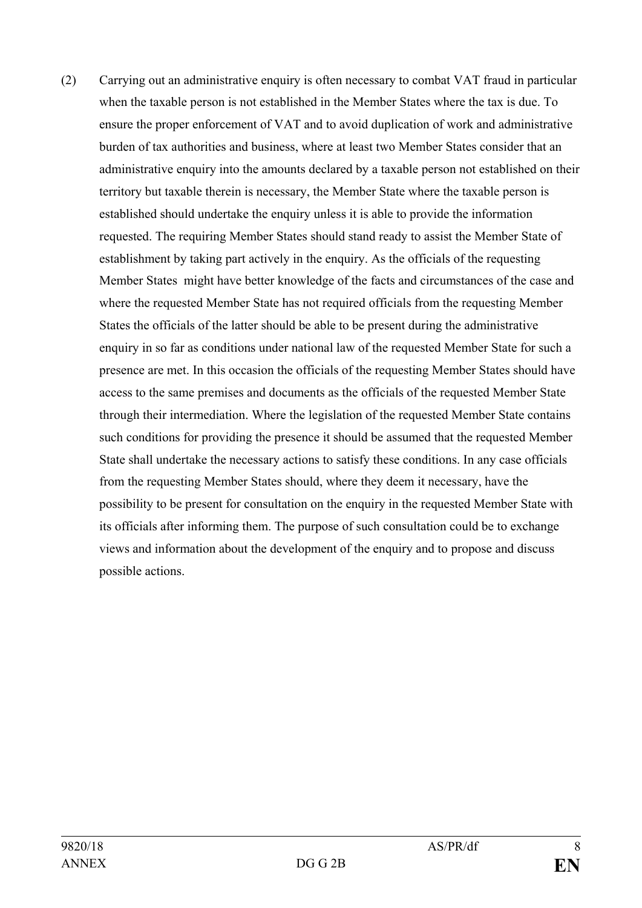(2) Carrying out an administrative enquiry is often necessary to combat VAT fraud in particular when the taxable person is not established in the Member States where the tax is due. To ensure the proper enforcement of VAT and to avoid duplication of work and administrative burden of tax authorities and business, where at least two Member States consider that an administrative enquiry into the amounts declared by a taxable person not established on their territory but taxable therein is necessary, the Member State where the taxable person is established should undertake the enquiry unless it is able to provide the information requested. The requiring Member States should stand ready to assist the Member State of establishment by taking part actively in the enquiry. As the officials of the requesting Member States might have better knowledge of the facts and circumstances of the case and where the requested Member State has not required officials from the requesting Member States the officials of the latter should be able to be present during the administrative enquiry in so far as conditions under national law of the requested Member State for such a presence are met. In this occasion the officials of the requesting Member States should have access to the same premises and documents as the officials of the requested Member State through their intermediation. Where the legislation of the requested Member State contains such conditions for providing the presence it should be assumed that the requested Member State shall undertake the necessary actions to satisfy these conditions. In any case officials from the requesting Member States should, where they deem it necessary, have the possibility to be present for consultation on the enquiry in the requested Member State with its officials after informing them. The purpose of such consultation could be to exchange views and information about the development of the enquiry and to propose and discuss possible actions.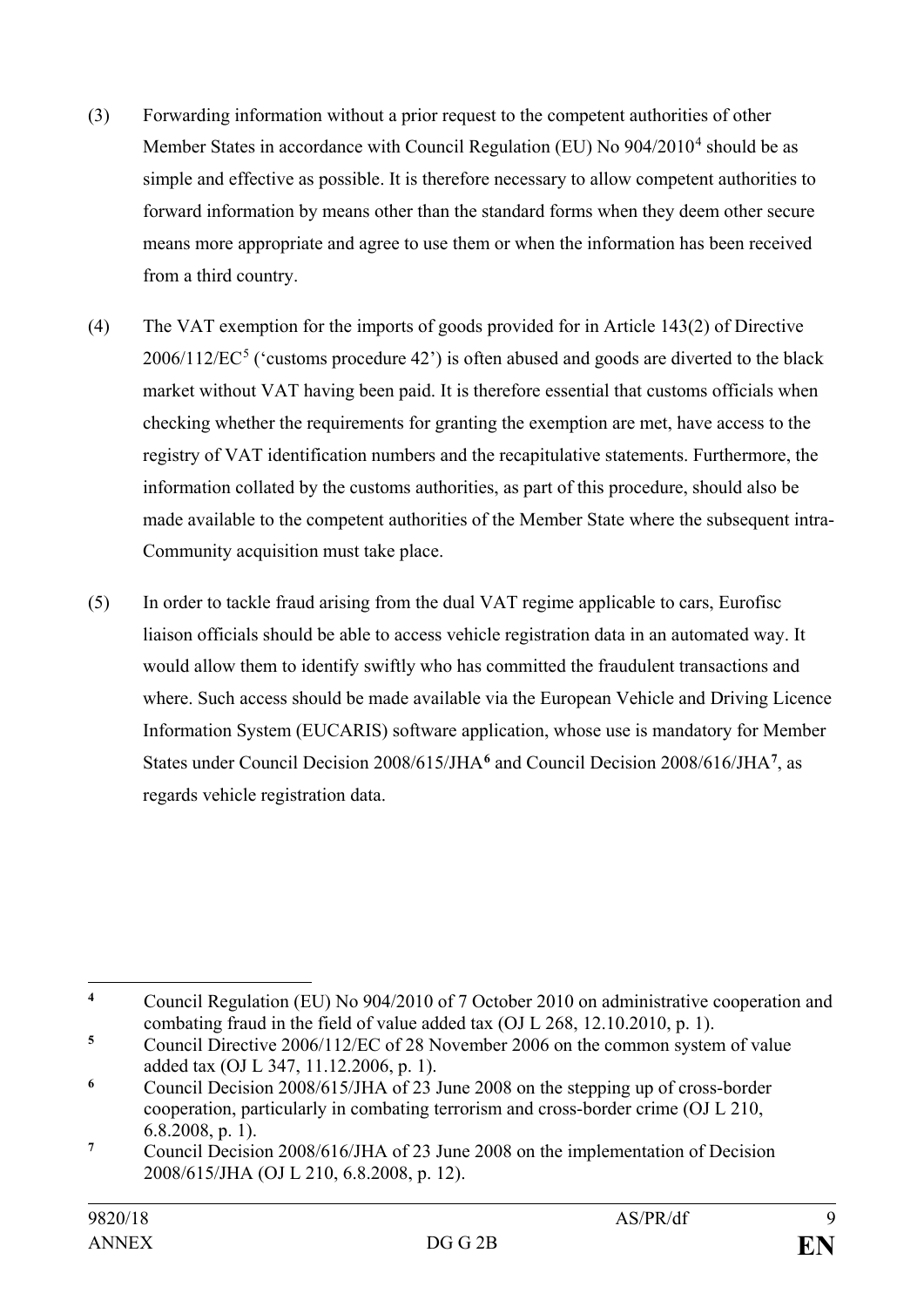(3) Forwarding information without a prior request to the competent authorities of other Member States in accordance with Council Regulation (EU) No 904/2010[4] should be as simple and effective as possible. It is therefore necessary to allow competent authorities to forward information by means other than the standard forms when they deem other secure means more appropriate and agree to use them or when the information has been received from a third country.

(4) The VAT exemption for the imports of goods provided for in Article 143(2) of Directive 2006/112/EC[5] ('customs procedure 42') is often abused and goods are diverted to the black market without VAT having been paid. It is therefore essential that customs officials when checking whether the requirements for granting the exemption are met, have access to the registry of VAT identification numbers and the recapitulative statements. Furthermore, the information collated by the customs authorities, as part of this procedure, should also be made available to the competent authorities of the Member State where the subsequent intra-Community acquisition must take place.

(5) In order to tackle fraud arising from the dual VAT regime applicable to cars, Eurofisc liaison officials should be able to access vehicle registration data in an automated way. It would allow them to identify swiftly who has committed the fraudulent transactions and where. Such access should be made available via the European Vehicle and Driving Licence Information System (EUCARIS) software application, whose use is mandatory for Member States under Council Decision 2008/615/JHA[6] and Council Decision 2008/616/JHA[7], as regards vehicle registration data.

---

[4] Council Regulation (EU) No 904/2010 of 7 October 2010 on administrative cooperation and combating fraud in the field of value added tax (OJ L 268, 12.10.2010, p. 1).

[5] Council Directive 2006/112/EC of 28 November 2006 on the common system of value added tax (OJ L 347, 11.12.2006, p. 1).

[6] Council Decision 2008/615/JHA of 23 June 2008 on the stepping up of cross-border cooperation, particularly in combating terrorism and cross-border crime (OJ L 210, 6.8.2008, p. 1).

[7] Council Decision 2008/616/JHA of 23 June 2008 on the implementation of Decision 2008/615/JHA (OJ L 210, 6.8.2008, p. 12).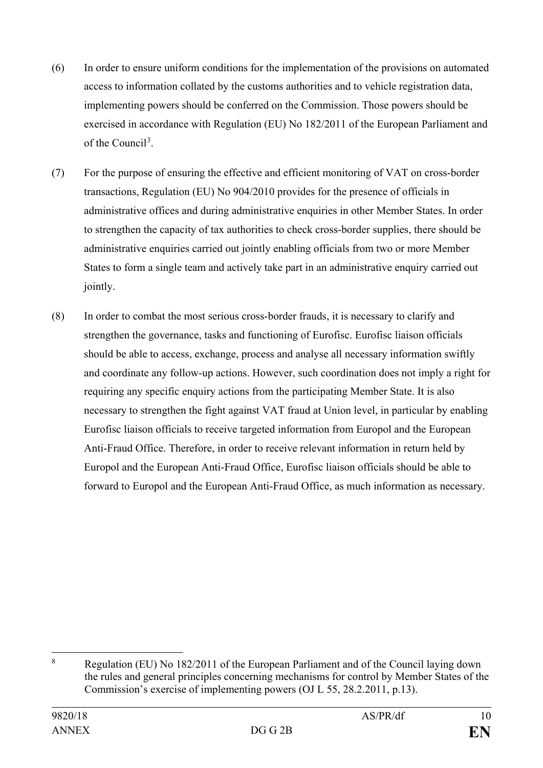(6) In order to ensure uniform conditions for the implementation of the provisions on automated access to information collated by the customs authorities and to vehicle registration data, implementing powers should be conferred on the Commission. Those powers should be exercised in accordance with Regulation (EU) No 182/2011 of the European Parliament and of the Council[3].

(7) For the purpose of ensuring the effective and efficient monitoring of VAT on cross-border transactions, Regulation (EU) No 904/2010 provides for the presence of officials in administrative offices and during administrative enquiries in other Member States. In order to strengthen the capacity of tax authorities to check cross-border supplies, there should be administrative enquiries carried out jointly enabling officials from two or more Member States to form a single team and actively take part in an administrative enquiry carried out jointly.

(8) In order to combat the most serious cross-border frauds, it is necessary to clarify and strengthen the governance, tasks and functioning of Eurofisc. Eurofisc liaison officials should be able to access, exchange, process and analyse all necessary information swiftly and coordinate any follow-up actions. However, such coordination does not imply a right for requiring any specific enquiry actions from the participating Member State. It is also necessary to strengthen the fight against VAT fraud at Union level, in particular by enabling Eurofisc liaison officials to receive targeted information from Europol and the European Anti-Fraud Office. Therefore, in order to receive relevant information in return held by Europol and the European Anti-Fraud Office, Eurofisc liaison officials should be able to forward to Europol and the European Anti-Fraud Office, as much information as necessary.

---

[8] Regulation (EU) No 182/2011 of the European Parliament and of the Council laying down the rules and general principles concerning mechanisms for control by Member States of the Commission's exercise of implementing powers (OJ L 55, 28.2.2011, p.13).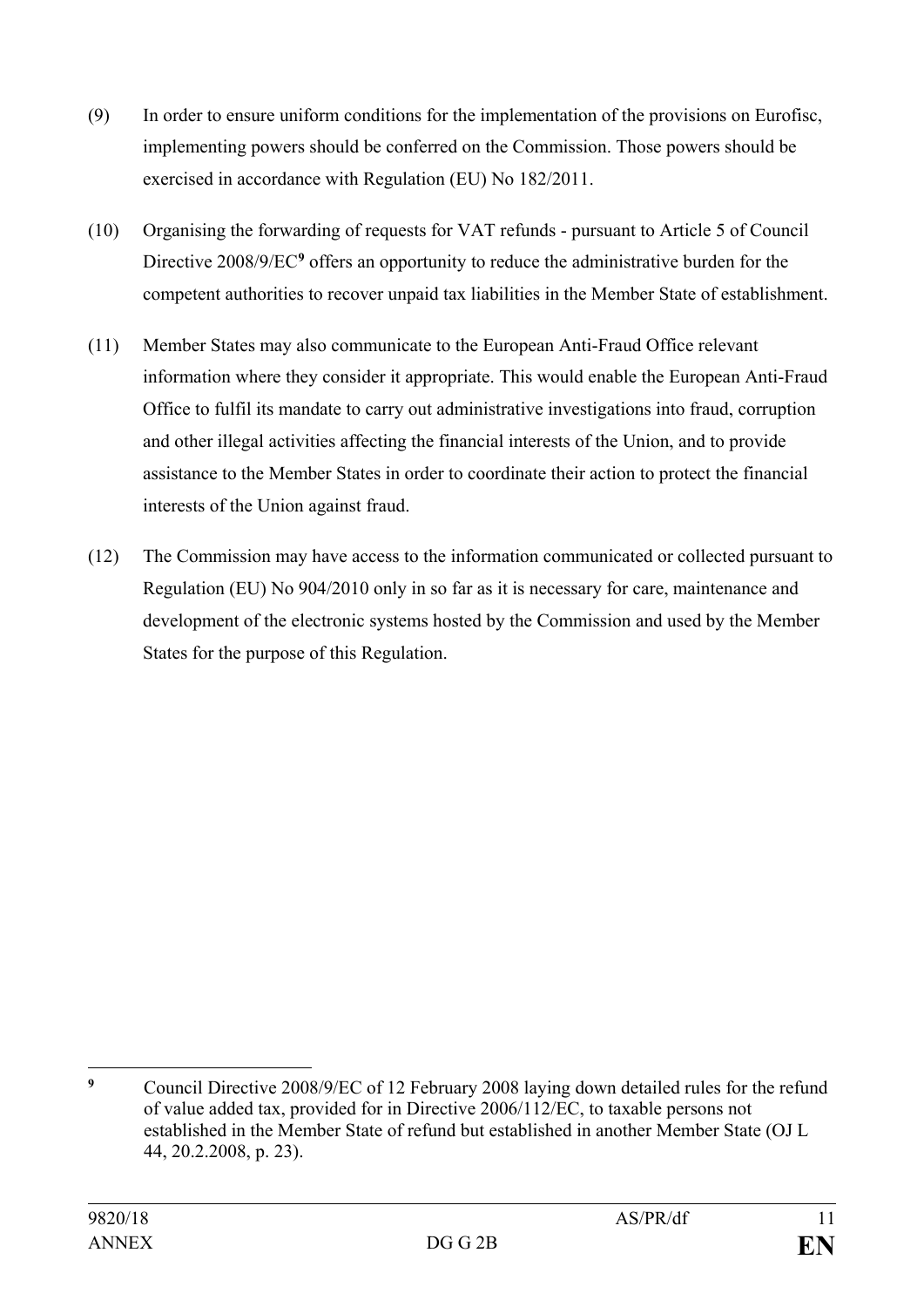(9) In order to ensure uniform conditions for the implementation of the provisions on Eurofisc, implementing powers should be conferred on the Commission. Those powers should be exercised in accordance with Regulation (EU) No 182/2011.

(10) Organising the forwarding of requests for VAT refunds - pursuant to Article 5 of Council Directive 2008/9/EC[9] offers an opportunity to reduce the administrative burden for the competent authorities to recover unpaid tax liabilities in the Member State of establishment.

(11) Member States may also communicate to the European Anti-Fraud Office relevant information where they consider it appropriate. This would enable the European Anti-Fraud Office to fulfil its mandate to carry out administrative investigations into fraud, corruption and other illegal activities affecting the financial interests of the Union, and to provide assistance to the Member States in order to coordinate their action to protect the financial interests of the Union against fraud.

(12) The Commission may have access to the information communicated or collected pursuant to Regulation (EU) No 904/2010 only in so far as it is necessary for care, maintenance and development of the electronic systems hosted by the Commission and used by the Member States for the purpose of this Regulation.

---

[9] Council Directive 2008/9/EC of 12 February 2008 laying down detailed rules for the refund of value added tax, provided for in Directive 2006/112/EC, to taxable persons not established in the Member State of refund but established in another Member State (OJ L 44, 20.2.2008, p. 23).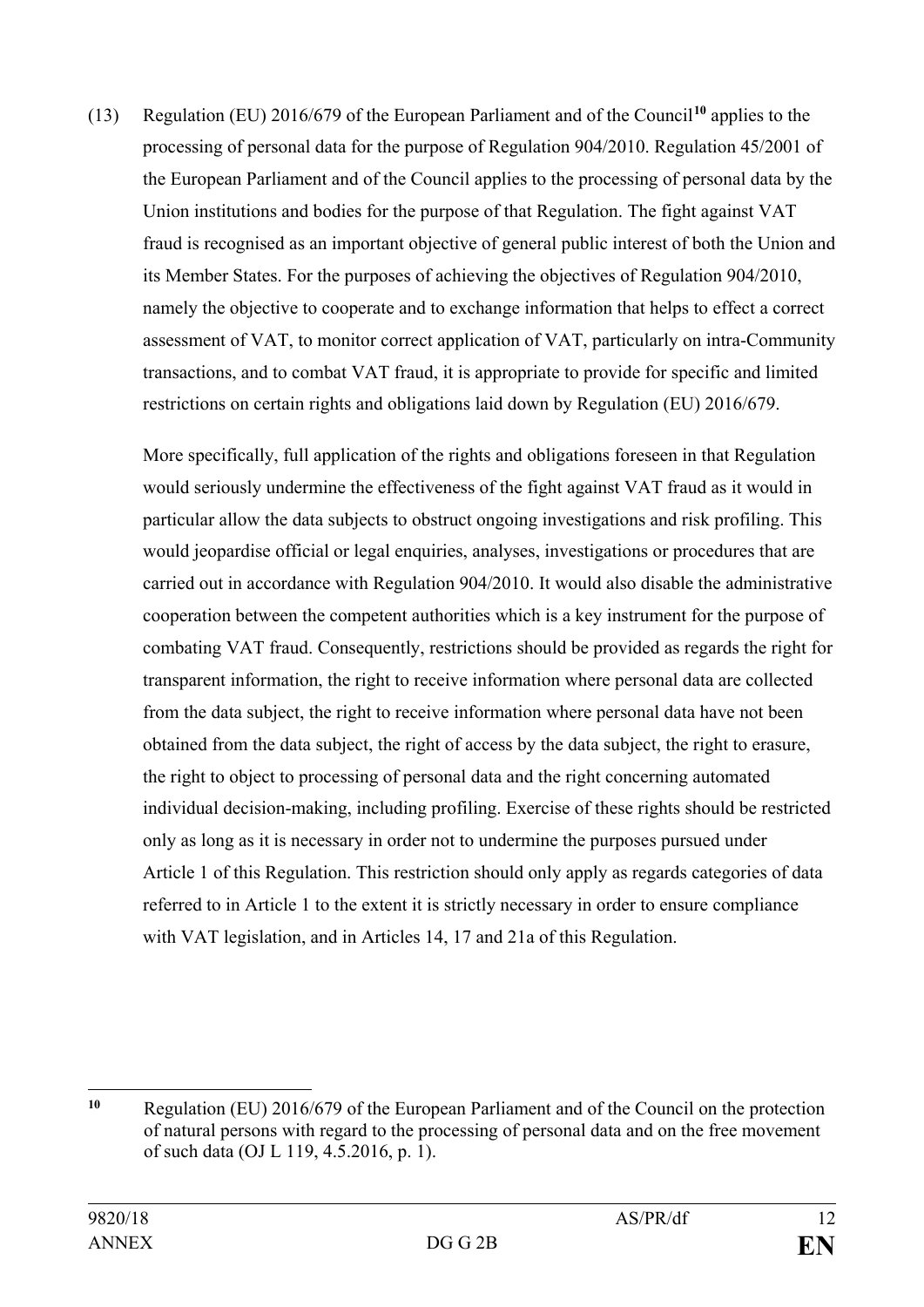(13) Regulation (EU) 2016/679 of the European Parliament and of the Council[10] applies to the processing of personal data for the purpose of Regulation 904/2010. Regulation 45/2001 of the European Parliament and of the Council applies to the processing of personal data by the Union institutions and bodies for the purpose of that Regulation. The fight against VAT fraud is recognised as an important objective of general public interest of both the Union and its Member States. For the purposes of achieving the objectives of Regulation 904/2010, namely the objective to cooperate and to exchange information that helps to effect a correct assessment of VAT, to monitor correct application of VAT, particularly on intra-Community transactions, and to combat VAT fraud, it is appropriate to provide for specific and limited restrictions on certain rights and obligations laid down by Regulation (EU) 2016/679.

More specifically, full application of the rights and obligations foreseen in that Regulation would seriously undermine the effectiveness of the fight against VAT fraud as it would in particular allow the data subjects to obstruct ongoing investigations and risk profiling. This would jeopardise official or legal enquiries, analyses, investigations or procedures that are carried out in accordance with Regulation 904/2010. It would also disable the administrative cooperation between the competent authorities which is a key instrument for the purpose of combating VAT fraud. Consequently, restrictions should be provided as regards the right for transparent information, the right to receive information where personal data are collected from the data subject, the right to receive information where personal data have not been obtained from the data subject, the right of access by the data subject, the right to erasure, the right to object to processing of personal data and the right concerning automated individual decision-making, including profiling. Exercise of these rights should be restricted only as long as it is necessary in order not to undermine the purposes pursued under Article 1 of this Regulation. This restriction should only apply as regards categories of data referred to in Article 1 to the extent it is strictly necessary in order to ensure compliance with VAT legislation, and in Articles 14, 17 and 21a of this Regulation.

---

[10] Regulation (EU) 2016/679 of the European Parliament and of the Council on the protection of natural persons with regard to the processing of personal data and on the free movement of such data (OJ L 119, 4.5.2016, p. 1).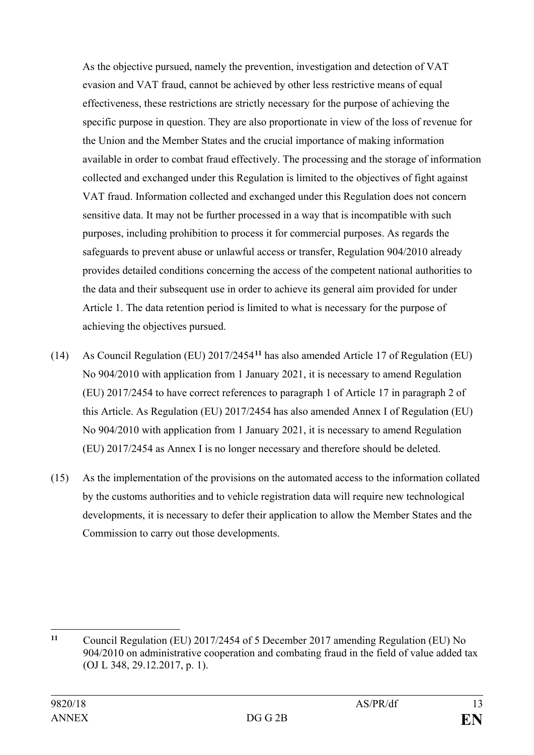As the objective pursued, namely the prevention, investigation and detection of VAT evasion and VAT fraud, cannot be achieved by other less restrictive means of equal effectiveness, these restrictions are strictly necessary for the purpose of achieving the specific purpose in question. They are also proportionate in view of the loss of revenue for the Union and the Member States and the crucial importance of making information available in order to combat fraud effectively. The processing and the storage of information collected and exchanged under this Regulation is limited to the objectives of fight against VAT fraud. Information collected and exchanged under this Regulation does not concern sensitive data. It may not be further processed in a way that is incompatible with such purposes, including prohibition to process it for commercial purposes. As regards the safeguards to prevent abuse or unlawful access or transfer, Regulation 904/2010 already provides detailed conditions concerning the access of the competent national authorities to the data and their subsequent use in order to achieve its general aim provided for under Article 1. The data retention period is limited to what is necessary for the purpose of achieving the objectives pursued.

(14) As Council Regulation (EU) 2017/2454[11] has also amended Article 17 of Regulation (EU) No 904/2010 with application from 1 January 2021, it is necessary to amend Regulation (EU) 2017/2454 to have correct references to paragraph 1 of Article 17 in paragraph 2 of this Article. As Regulation (EU) 2017/2454 has also amended Annex I of Regulation (EU) No 904/2010 with application from 1 January 2021, it is necessary to amend Regulation (EU) 2017/2454 as Annex I is no longer necessary and therefore should be deleted.

(15) As the implementation of the provisions on the automated access to the information collated by the customs authorities and to vehicle registration data will require new technological developments, it is necessary to defer their application to allow the Member States and the Commission to carry out those developments.

---

[11] Council Regulation (EU) 2017/2454 of 5 December 2017 amending Regulation (EU) No 904/2010 on administrative cooperation and combating fraud in the field of value added tax (OJ L 348, 29.12.2017, p. 1).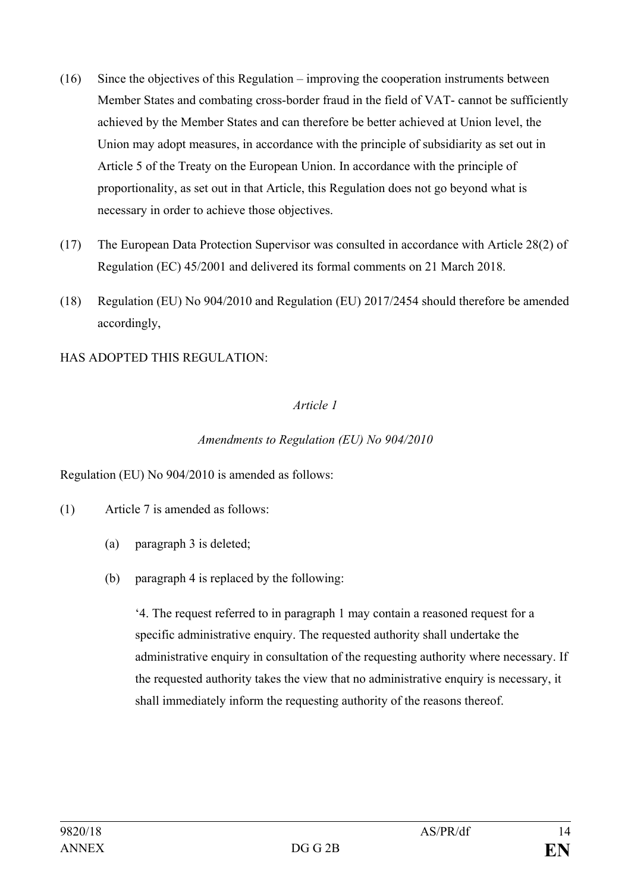(16) Since the objectives of this Regulation – improving the cooperation instruments between Member States and combating cross-border fraud in the field of VAT- cannot be sufficiently achieved by the Member States and can therefore be better achieved at Union level, the Union may adopt measures, in accordance with the principle of subsidiarity as set out in Article 5 of the Treaty on the European Union. In accordance with the principle of proportionality, as set out in that Article, this Regulation does not go beyond what is necessary in order to achieve those objectives.

(17) The European Data Protection Supervisor was consulted in accordance with Article 28(2) of Regulation (EC) 45/2001 and delivered its formal comments on 21 March 2018.

(18) Regulation (EU) No 904/2010 and Regulation (EU) 2017/2454 should therefore be amended accordingly,

HAS ADOPTED THIS REGULATION:

*Article 1*

*Amendments to Regulation (EU) No 904/2010*

Regulation (EU) No 904/2010 is amended as follows:

(1) Article 7 is amended as follows:

(a) paragraph 3 is deleted;

(b) paragraph 4 is replaced by the following:

'4. The request referred to in paragraph 1 may contain a reasoned request for a specific administrative enquiry. The requested authority shall undertake the administrative enquiry in consultation of the requesting authority where necessary. If the requested authority takes the view that no administrative enquiry is necessary, it shall immediately inform the requesting authority of the reasons thereof.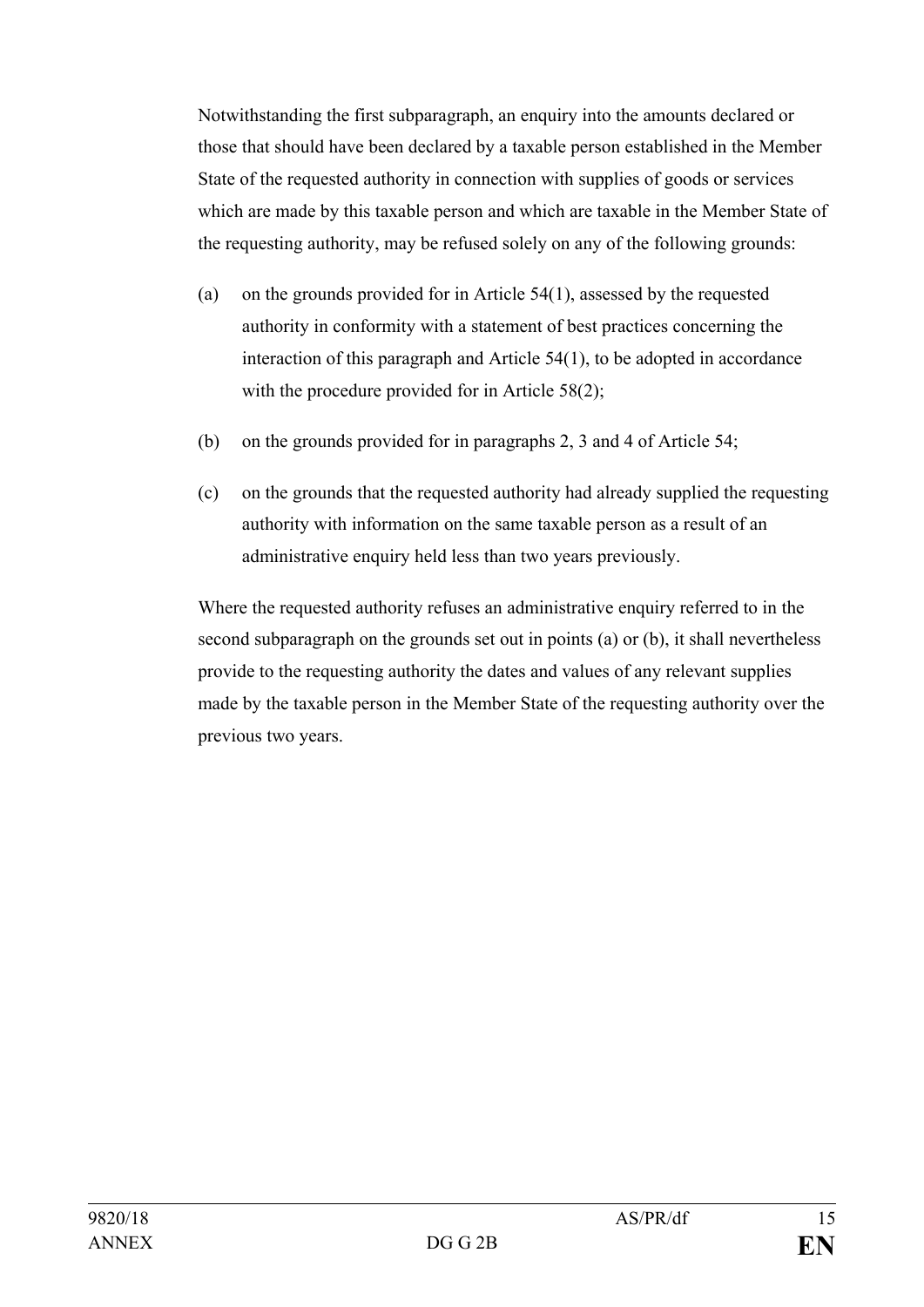Notwithstanding the first subparagraph, an enquiry into the amounts declared or those that should have been declared by a taxable person established in the Member State of the requested authority in connection with supplies of goods or services which are made by this taxable person and which are taxable in the Member State of the requesting authority, may be refused solely on any of the following grounds:

(a) on the grounds provided for in Article 54(1), assessed by the requested authority in conformity with a statement of best practices concerning the interaction of this paragraph and Article 54(1), to be adopted in accordance with the procedure provided for in Article 58(2);

(b) on the grounds provided for in paragraphs 2, 3 and 4 of Article 54;

(c) on the grounds that the requested authority had already supplied the requesting authority with information on the same taxable person as a result of an administrative enquiry held less than two years previously.

Where the requested authority refuses an administrative enquiry referred to in the second subparagraph on the grounds set out in points (a) or (b), it shall nevertheless provide to the requesting authority the dates and values of any relevant supplies made by the taxable person in the Member State of the requesting authority over the previous two years.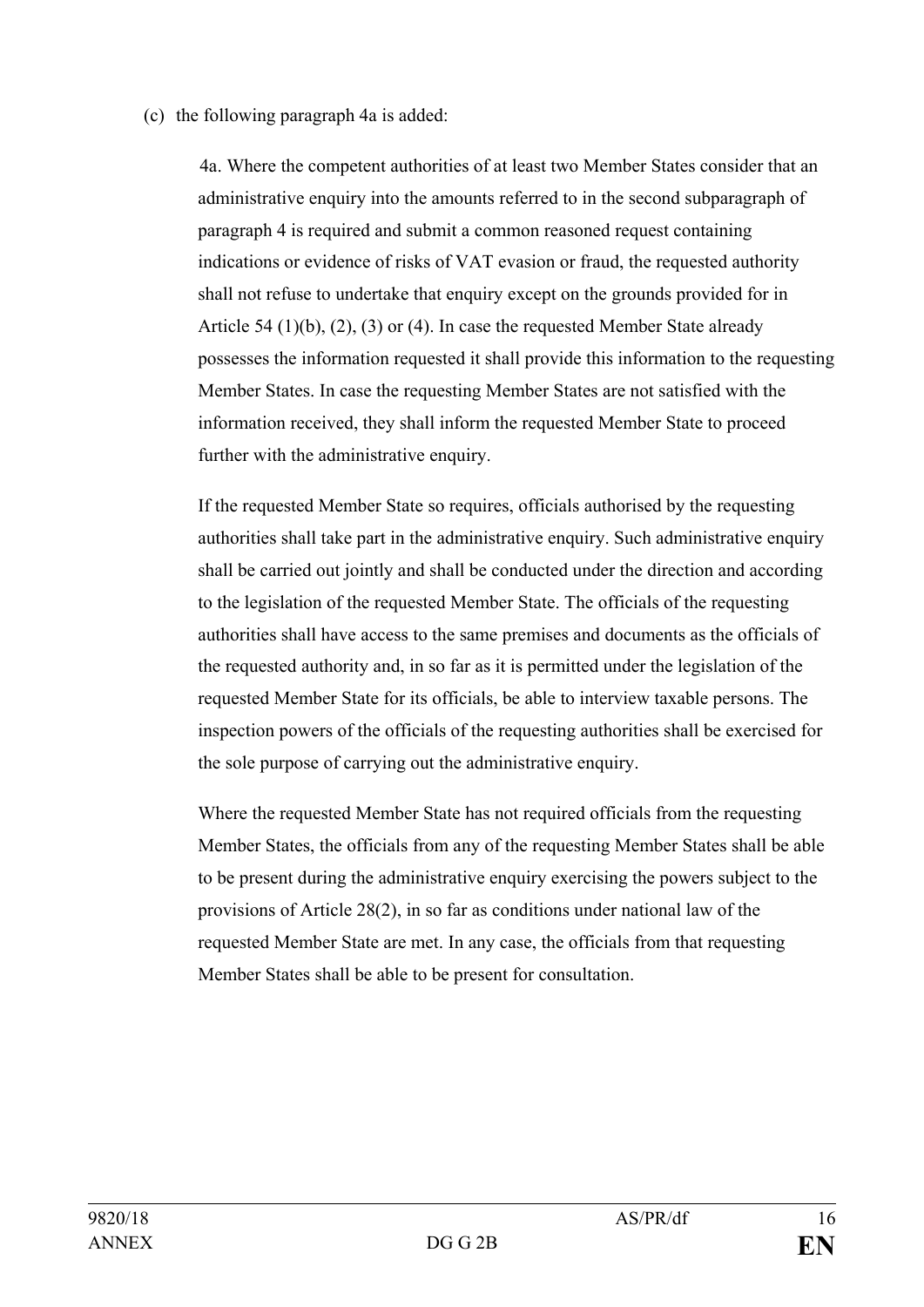(c) the following paragraph 4a is added:

4a. Where the competent authorities of at least two Member States consider that an administrative enquiry into the amounts referred to in the second subparagraph of paragraph 4 is required and submit a common reasoned request containing indications or evidence of risks of VAT evasion or fraud, the requested authority shall not refuse to undertake that enquiry except on the grounds provided for in Article 54 (1)(b), (2), (3) or (4). In case the requested Member State already possesses the information requested it shall provide this information to the requesting Member States. In case the requesting Member States are not satisfied with the information received, they shall inform the requested Member State to proceed further with the administrative enquiry.

If the requested Member State so requires, officials authorised by the requesting authorities shall take part in the administrative enquiry. Such administrative enquiry shall be carried out jointly and shall be conducted under the direction and according to the legislation of the requested Member State. The officials of the requesting authorities shall have access to the same premises and documents as the officials of the requested authority and, in so far as it is permitted under the legislation of the requested Member State for its officials, be able to interview taxable persons. The inspection powers of the officials of the requesting authorities shall be exercised for the sole purpose of carrying out the administrative enquiry.

Where the requested Member State has not required officials from the requesting Member States, the officials from any of the requesting Member States shall be able to be present during the administrative enquiry exercising the powers subject to the provisions of Article 28(2), in so far as conditions under national law of the requested Member State are met. In any case, the officials from that requesting Member States shall be able to be present for consultation.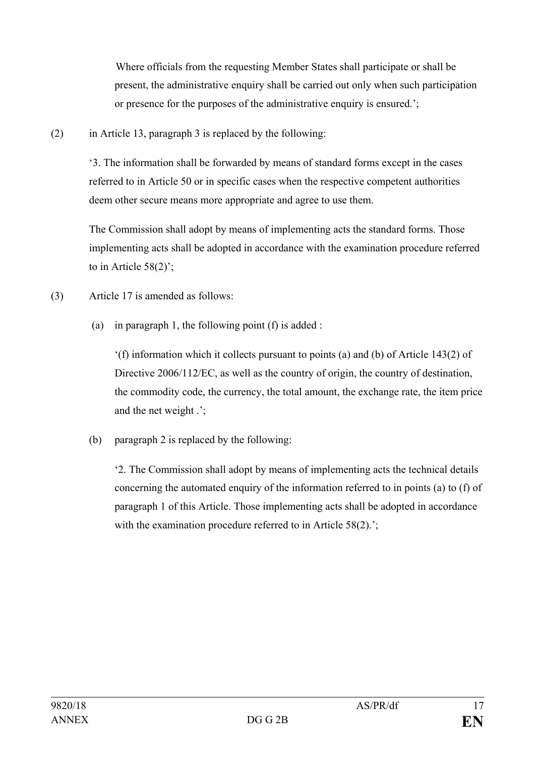Where officials from the requesting Member States shall participate or shall be present, the administrative enquiry shall be carried out only when such participation or presence for the purposes of the administrative enquiry is ensured.';

(2) in Article 13, paragraph 3 is replaced by the following:

'3. The information shall be forwarded by means of standard forms except in the cases referred to in Article 50 or in specific cases when the respective competent authorities deem other secure means more appropriate and agree to use them.

The Commission shall adopt by means of implementing acts the standard forms. Those implementing acts shall be adopted in accordance with the examination procedure referred to in Article 58(2)';

(3) Article 17 is amended as follows:

(a) in paragraph 1, the following point (f) is added :

'(f) information which it collects pursuant to points (a) and (b) of Article 143(2) of Directive 2006/112/EC, as well as the country of origin, the country of destination, the commodity code, the currency, the total amount, the exchange rate, the item price and the net weight .';

(b) paragraph 2 is replaced by the following:

'2. The Commission shall adopt by means of implementing acts the technical details concerning the automated enquiry of the information referred to in points (a) to (f) of paragraph 1 of this Article. Those implementing acts shall be adopted in accordance with the examination procedure referred to in Article 58(2).';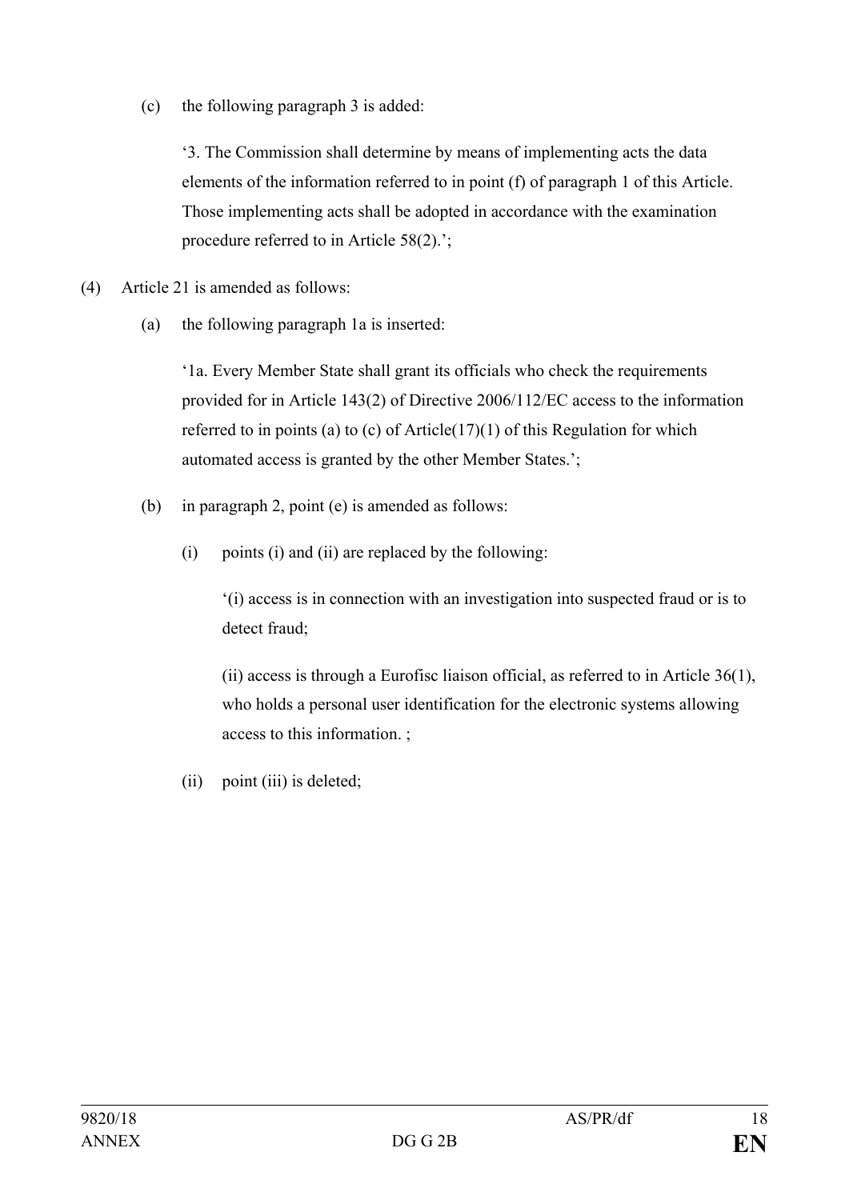(c) the following paragraph 3 is added:

‘3. The Commission shall determine by means of implementing acts the data elements of the information referred to in point (f) of paragraph 1 of this Article. Those implementing acts shall be adopted in accordance with the examination procedure referred to in Article 58(2).’;

(4) Article 21 is amended as follows:

(a) the following paragraph 1a is inserted:

‘1a. Every Member State shall grant its officials who check the requirements provided for in Article 143(2) of Directive 2006/112/EC access to the information referred to in points (a) to (c) of Article(17)(1) of this Regulation for which automated access is granted by the other Member States.’;

(b) in paragraph 2, point (e) is amended as follows:

(i) points (i) and (ii) are replaced by the following:

‘(i) access is in connection with an investigation into suspected fraud or is to detect fraud;

(ii) access is through a Eurofisc liaison official, as referred to in Article 36(1), who holds a personal user identification for the electronic systems allowing access to this information. ;

(ii) point (iii) is deleted;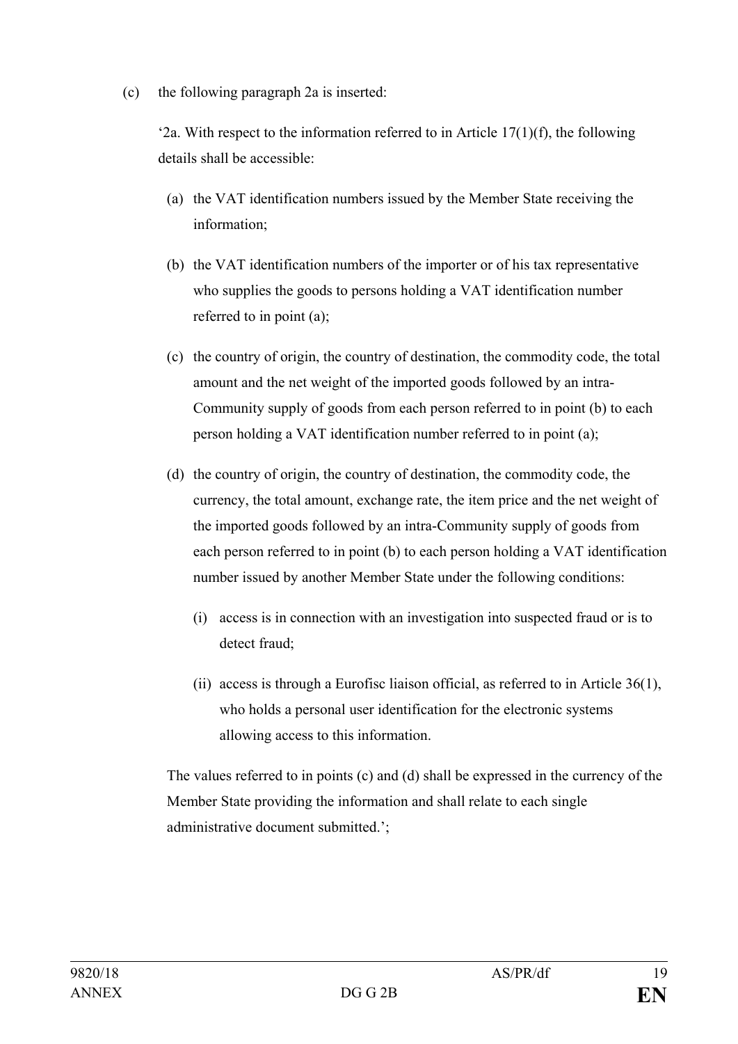(c) the following paragraph 2a is inserted:

'2a. With respect to the information referred to in Article 17(1)(f), the following details shall be accessible:

(a) the VAT identification numbers issued by the Member State receiving the information;

(b) the VAT identification numbers of the importer or of his tax representative who supplies the goods to persons holding a VAT identification number referred to in point (a);

(c) the country of origin, the country of destination, the commodity code, the total amount and the net weight of the imported goods followed by an intra-Community supply of goods from each person referred to in point (b) to each person holding a VAT identification number referred to in point (a);

(d) the country of origin, the country of destination, the commodity code, the currency, the total amount, exchange rate, the item price and the net weight of the imported goods followed by an intra-Community supply of goods from each person referred to in point (b) to each person holding a VAT identification number issued by another Member State under the following conditions:

(i) access is in connection with an investigation into suspected fraud or is to detect fraud;

(ii) access is through a Eurofisc liaison official, as referred to in Article 36(1), who holds a personal user identification for the electronic systems allowing access to this information.

The values referred to in points (c) and (d) shall be expressed in the currency of the Member State providing the information and shall relate to each single administrative document submitted.';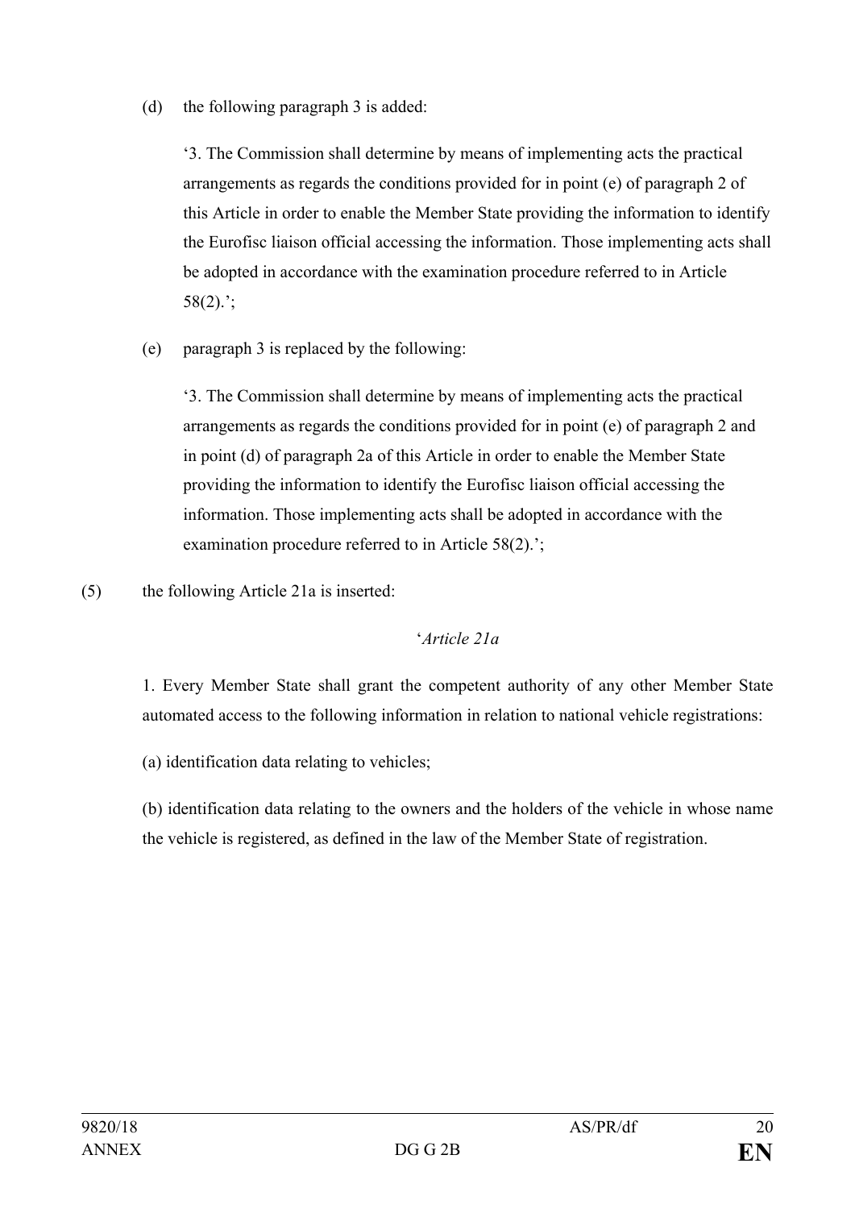(d) the following paragraph 3 is added:

'3. The Commission shall determine by means of implementing acts the practical arrangements as regards the conditions provided for in point (e) of paragraph 2 of this Article in order to enable the Member State providing the information to identify the Eurofisc liaison official accessing the information. Those implementing acts shall be adopted in accordance with the examination procedure referred to in Article 58(2).';

(e) paragraph 3 is replaced by the following:

'3. The Commission shall determine by means of implementing acts the practical arrangements as regards the conditions provided for in point (e) of paragraph 2 and in point (d) of paragraph 2a of this Article in order to enable the Member State providing the information to identify the Eurofisc liaison official accessing the information. Those implementing acts shall be adopted in accordance with the examination procedure referred to in Article 58(2).';

(5) the following Article 21a is inserted:

'*Article 21a*

1. Every Member State shall grant the competent authority of any other Member State automated access to the following information in relation to national vehicle registrations:

(a) identification data relating to vehicles;

(b) identification data relating to the owners and the holders of the vehicle in whose name the vehicle is registered, as defined in the law of the Member State of registration.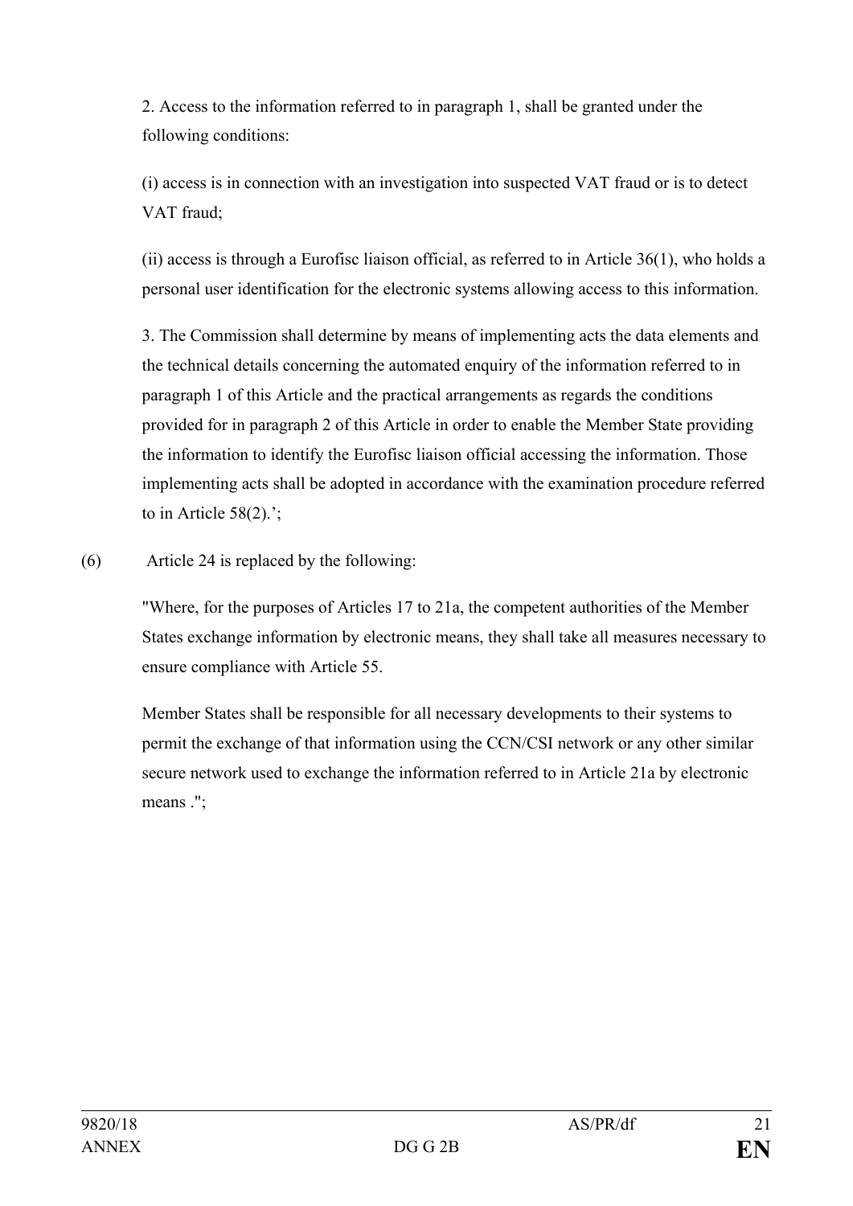2. Access to the information referred to in paragraph 1, shall be granted under the following conditions:

(i) access is in connection with an investigation into suspected VAT fraud or is to detect VAT fraud;

(ii) access is through a Eurofisc liaison official, as referred to in Article 36(1), who holds a personal user identification for the electronic systems allowing access to this information.

3. The Commission shall determine by means of implementing acts the data elements and the technical details concerning the automated enquiry of the information referred to in paragraph 1 of this Article and the practical arrangements as regards the conditions provided for in paragraph 2 of this Article in order to enable the Member State providing the information to identify the Eurofisc liaison official accessing the information. Those implementing acts shall be adopted in accordance with the examination procedure referred to in Article 58(2).';

(6) Article 24 is replaced by the following:

"Where, for the purposes of Articles 17 to 21a, the competent authorities of the Member States exchange information by electronic means, they shall take all measures necessary to ensure compliance with Article 55.

Member States shall be responsible for all necessary developments to their systems to permit the exchange of that information using the CCN/CSI network or any other similar secure network used to exchange the information referred to in Article 21a by electronic means .";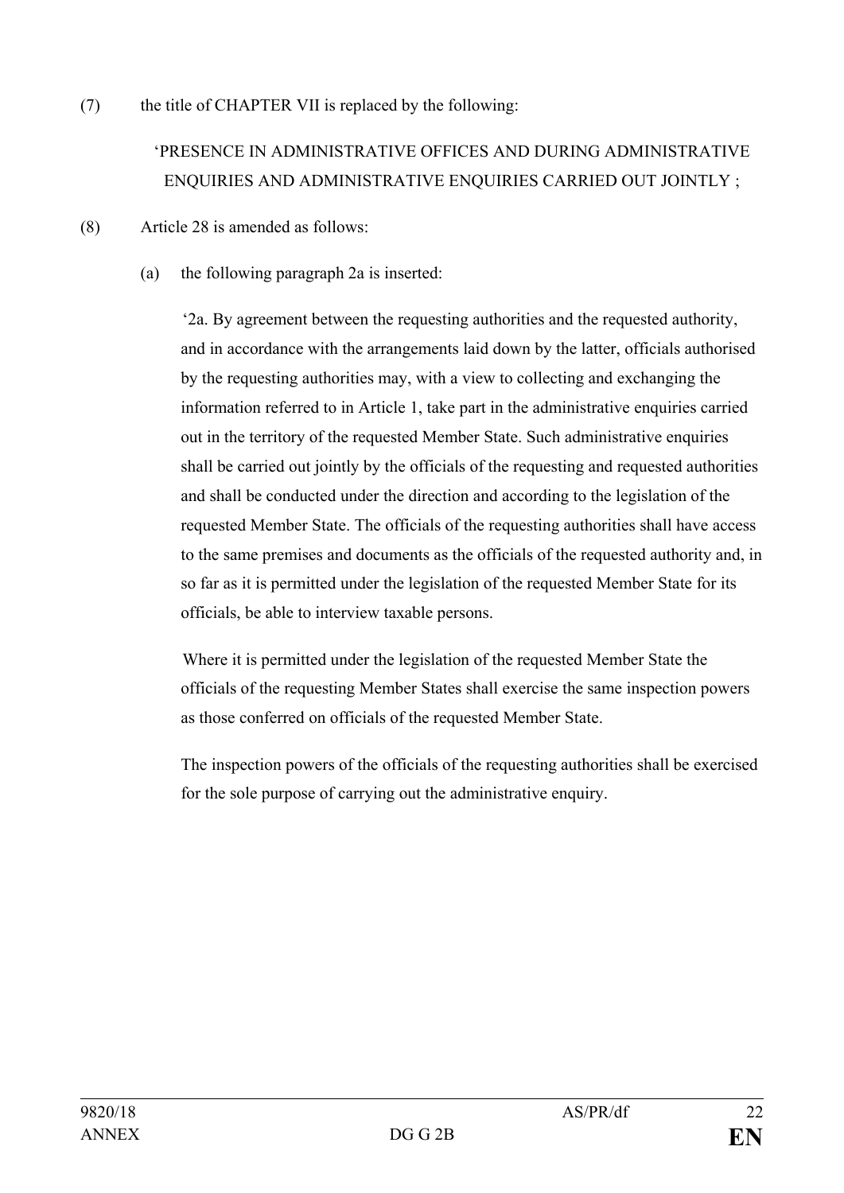(7) the title of CHAPTER VII is replaced by the following:

'PRESENCE IN ADMINISTRATIVE OFFICES AND DURING ADMINISTRATIVE ENQUIRIES AND ADMINISTRATIVE ENQUIRIES CARRIED OUT JOINTLY ;

(8) Article 28 is amended as follows:

(a) the following paragraph 2a is inserted:

'2a. By agreement between the requesting authorities and the requested authority, and in accordance with the arrangements laid down by the latter, officials authorised by the requesting authorities may, with a view to collecting and exchanging the information referred to in Article 1, take part in the administrative enquiries carried out in the territory of the requested Member State. Such administrative enquiries shall be carried out jointly by the officials of the requesting and requested authorities and shall be conducted under the direction and according to the legislation of the requested Member State. The officials of the requesting authorities shall have access to the same premises and documents as the officials of the requested authority and, in so far as it is permitted under the legislation of the requested Member State for its officials, be able to interview taxable persons.

Where it is permitted under the legislation of the requested Member State the officials of the requesting Member States shall exercise the same inspection powers as those conferred on officials of the requested Member State.

The inspection powers of the officials of the requesting authorities shall be exercised for the sole purpose of carrying out the administrative enquiry.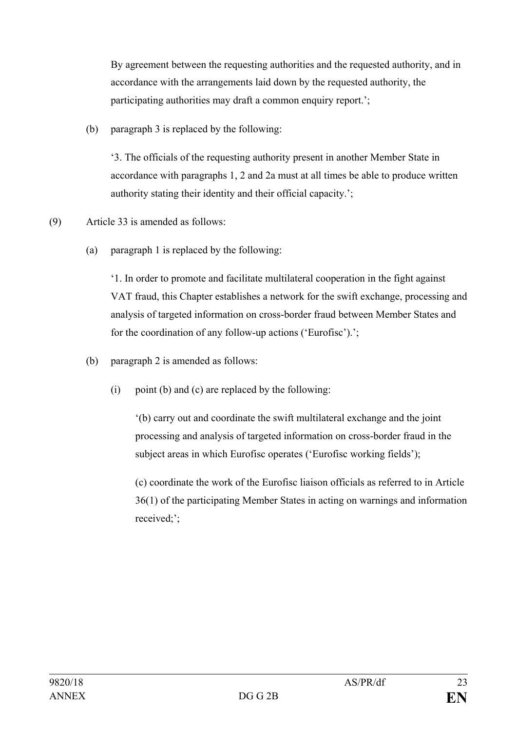By agreement between the requesting authorities and the requested authority, and in accordance with the arrangements laid down by the requested authority, the participating authorities may draft a common enquiry report.';

(b) paragraph 3 is replaced by the following:

'3. The officials of the requesting authority present in another Member State in accordance with paragraphs 1, 2 and 2a must at all times be able to produce written authority stating their identity and their official capacity.';

(9) Article 33 is amended as follows:

(a) paragraph 1 is replaced by the following:

'1. In order to promote and facilitate multilateral cooperation in the fight against VAT fraud, this Chapter establishes a network for the swift exchange, processing and analysis of targeted information on cross-border fraud between Member States and for the coordination of any follow-up actions ('Eurofisc').';

(b) paragraph 2 is amended as follows:

(i) point (b) and (c) are replaced by the following:

'(b) carry out and coordinate the swift multilateral exchange and the joint processing and analysis of targeted information on cross-border fraud in the subject areas in which Eurofisc operates ('Eurofisc working fields');

(c) coordinate the work of the Eurofisc liaison officials as referred to in Article 36(1) of the participating Member States in acting on warnings and information received;';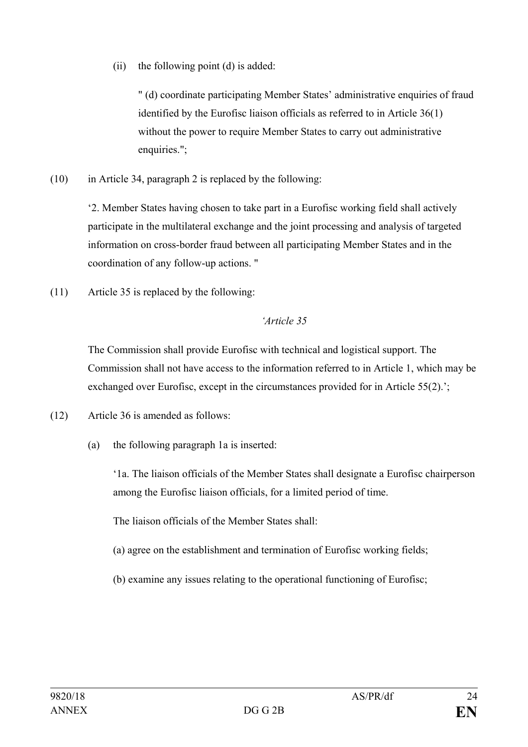(ii) the following point (d) is added:

" (d) coordinate participating Member States' administrative enquiries of fraud identified by the Eurofisc liaison officials as referred to in Article 36(1) without the power to require Member States to carry out administrative enquiries.";

(10) in Article 34, paragraph 2 is replaced by the following:

'2. Member States having chosen to take part in a Eurofisc working field shall actively participate in the multilateral exchange and the joint processing and analysis of targeted information on cross-border fraud between all participating Member States and in the coordination of any follow-up actions. "

(11) Article 35 is replaced by the following:

*'Article 35*

The Commission shall provide Eurofisc with technical and logistical support. The Commission shall not have access to the information referred to in Article 1, which may be exchanged over Eurofisc, except in the circumstances provided for in Article 55(2).';

(12) Article 36 is amended as follows:

(a) the following paragraph 1a is inserted:

'1a. The liaison officials of the Member States shall designate a Eurofisc chairperson among the Eurofisc liaison officials, for a limited period of time.

The liaison officials of the Member States shall:

(a) agree on the establishment and termination of Eurofisc working fields;

(b) examine any issues relating to the operational functioning of Eurofisc;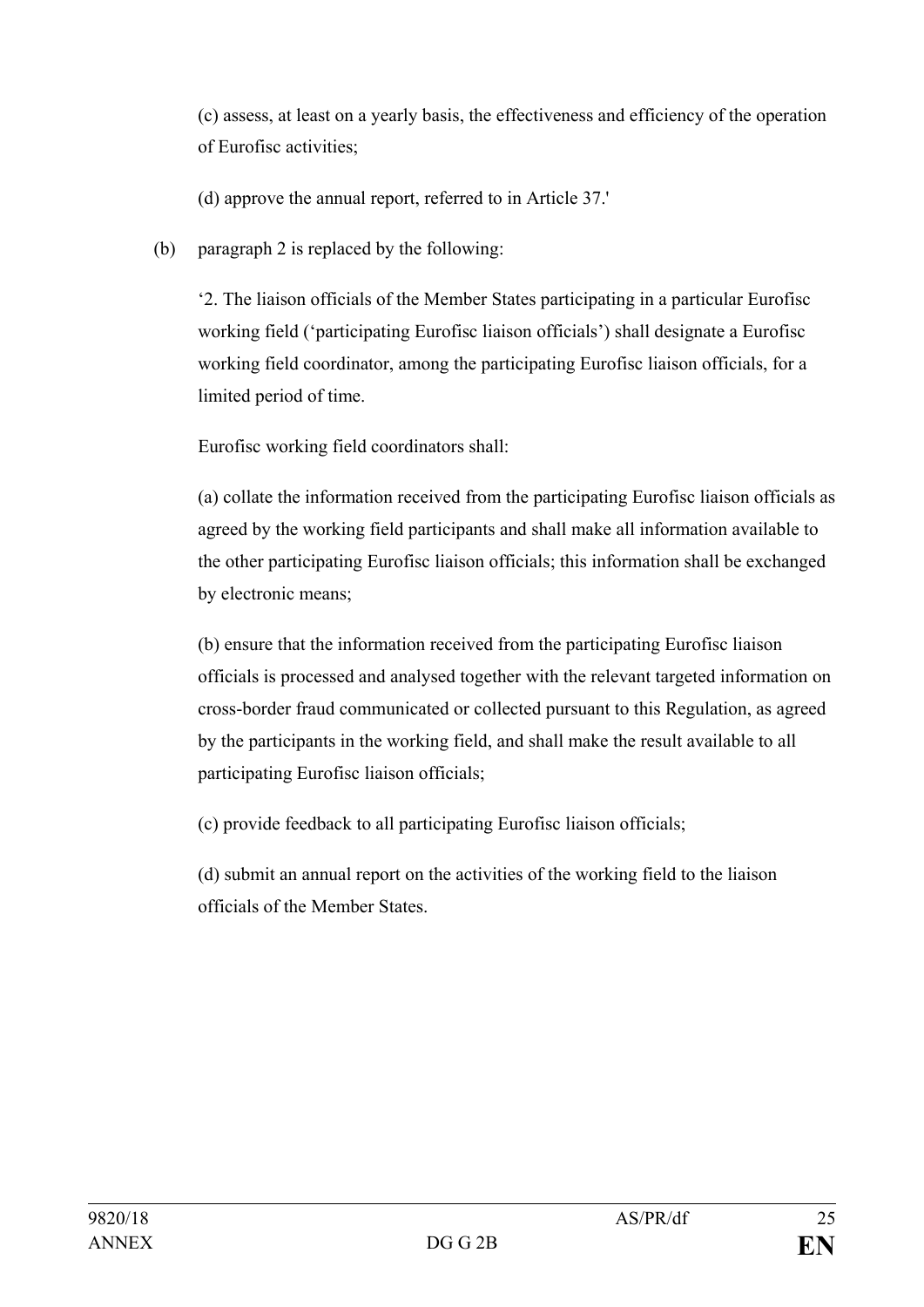(c) assess, at least on a yearly basis, the effectiveness and efficiency of the operation of Eurofisc activities;

(d) approve the annual report, referred to in Article 37.'

(b) paragraph 2 is replaced by the following:

'2. The liaison officials of the Member States participating in a particular Eurofisc working field ('participating Eurofisc liaison officials') shall designate a Eurofisc working field coordinator, among the participating Eurofisc liaison officials, for a limited period of time.

Eurofisc working field coordinators shall:

(a) collate the information received from the participating Eurofisc liaison officials as agreed by the working field participants and shall make all information available to the other participating Eurofisc liaison officials; this information shall be exchanged by electronic means;

(b) ensure that the information received from the participating Eurofisc liaison officials is processed and analysed together with the relevant targeted information on cross-border fraud communicated or collected pursuant to this Regulation, as agreed by the participants in the working field, and shall make the result available to all participating Eurofisc liaison officials;

(c) provide feedback to all participating Eurofisc liaison officials;

(d) submit an annual report on the activities of the working field to the liaison officials of the Member States.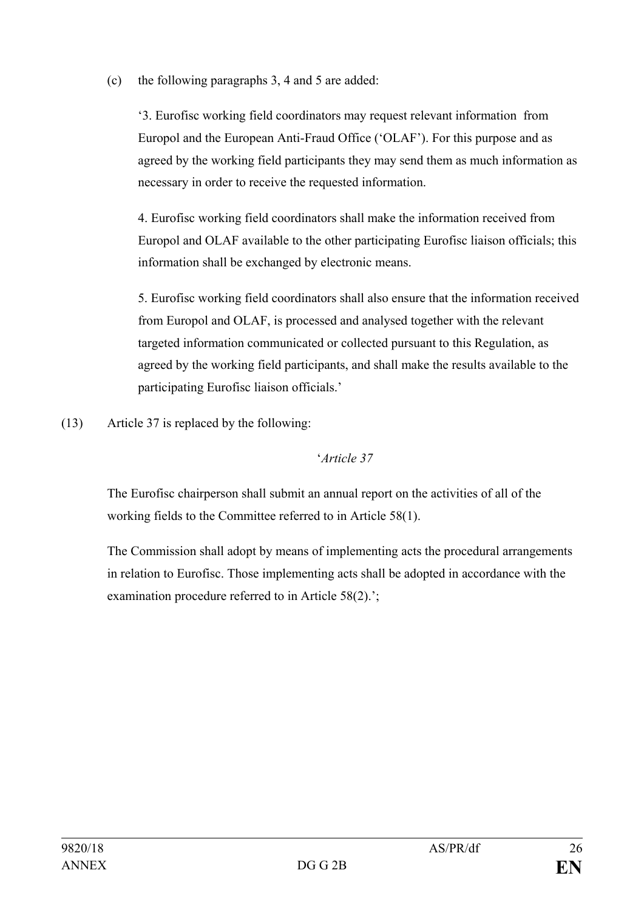(c) the following paragraphs 3, 4 and 5 are added:

'3. Eurofisc working field coordinators may request relevant information from Europol and the European Anti-Fraud Office ('OLAF'). For this purpose and as agreed by the working field participants they may send them as much information as necessary in order to receive the requested information.

4. Eurofisc working field coordinators shall make the information received from Europol and OLAF available to the other participating Eurofisc liaison officials; this information shall be exchanged by electronic means.

5. Eurofisc working field coordinators shall also ensure that the information received from Europol and OLAF, is processed and analysed together with the relevant targeted information communicated or collected pursuant to this Regulation, as agreed by the working field participants, and shall make the results available to the participating Eurofisc liaison officials.'

(13) Article 37 is replaced by the following:

'*Article 37*

The Eurofisc chairperson shall submit an annual report on the activities of all of the working fields to the Committee referred to in Article 58(1).

The Commission shall adopt by means of implementing acts the procedural arrangements in relation to Eurofisc. Those implementing acts shall be adopted in accordance with the examination procedure referred to in Article 58(2).';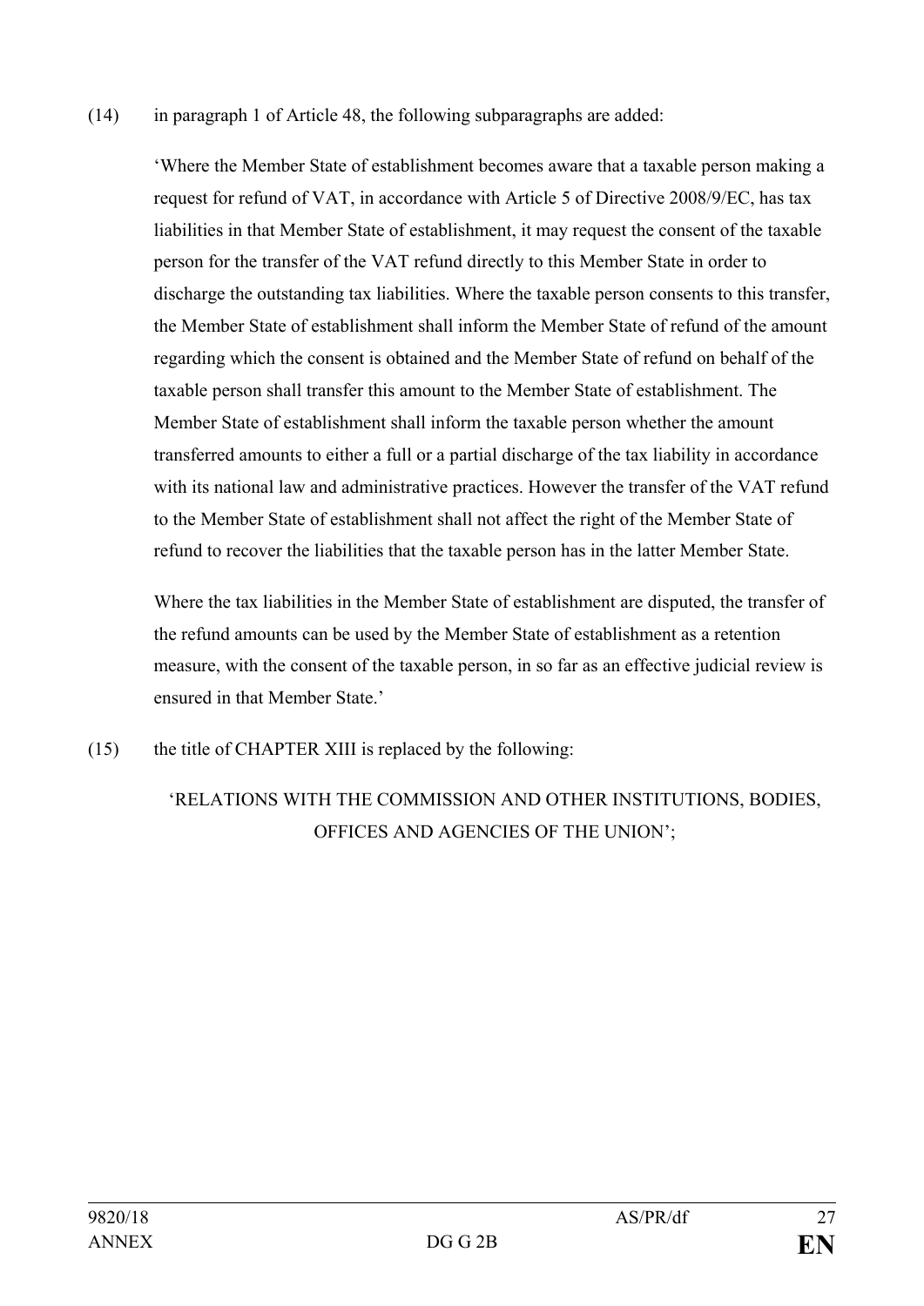(14) in paragraph 1 of Article 48, the following subparagraphs are added:

'Where the Member State of establishment becomes aware that a taxable person making a request for refund of VAT, in accordance with Article 5 of Directive 2008/9/EC, has tax liabilities in that Member State of establishment, it may request the consent of the taxable person for the transfer of the VAT refund directly to this Member State in order to discharge the outstanding tax liabilities. Where the taxable person consents to this transfer, the Member State of establishment shall inform the Member State of refund of the amount regarding which the consent is obtained and the Member State of refund on behalf of the taxable person shall transfer this amount to the Member State of establishment. The Member State of establishment shall inform the taxable person whether the amount transferred amounts to either a full or a partial discharge of the tax liability in accordance with its national law and administrative practices. However the transfer of the VAT refund to the Member State of establishment shall not affect the right of the Member State of refund to recover the liabilities that the taxable person has in the latter Member State.

Where the tax liabilities in the Member State of establishment are disputed, the transfer of the refund amounts can be used by the Member State of establishment as a retention measure, with the consent of the taxable person, in so far as an effective judicial review is ensured in that Member State.'

(15) the title of CHAPTER XIII is replaced by the following:

'RELATIONS WITH THE COMMISSION AND OTHER INSTITUTIONS, BODIES, OFFICES AND AGENCIES OF THE UNION';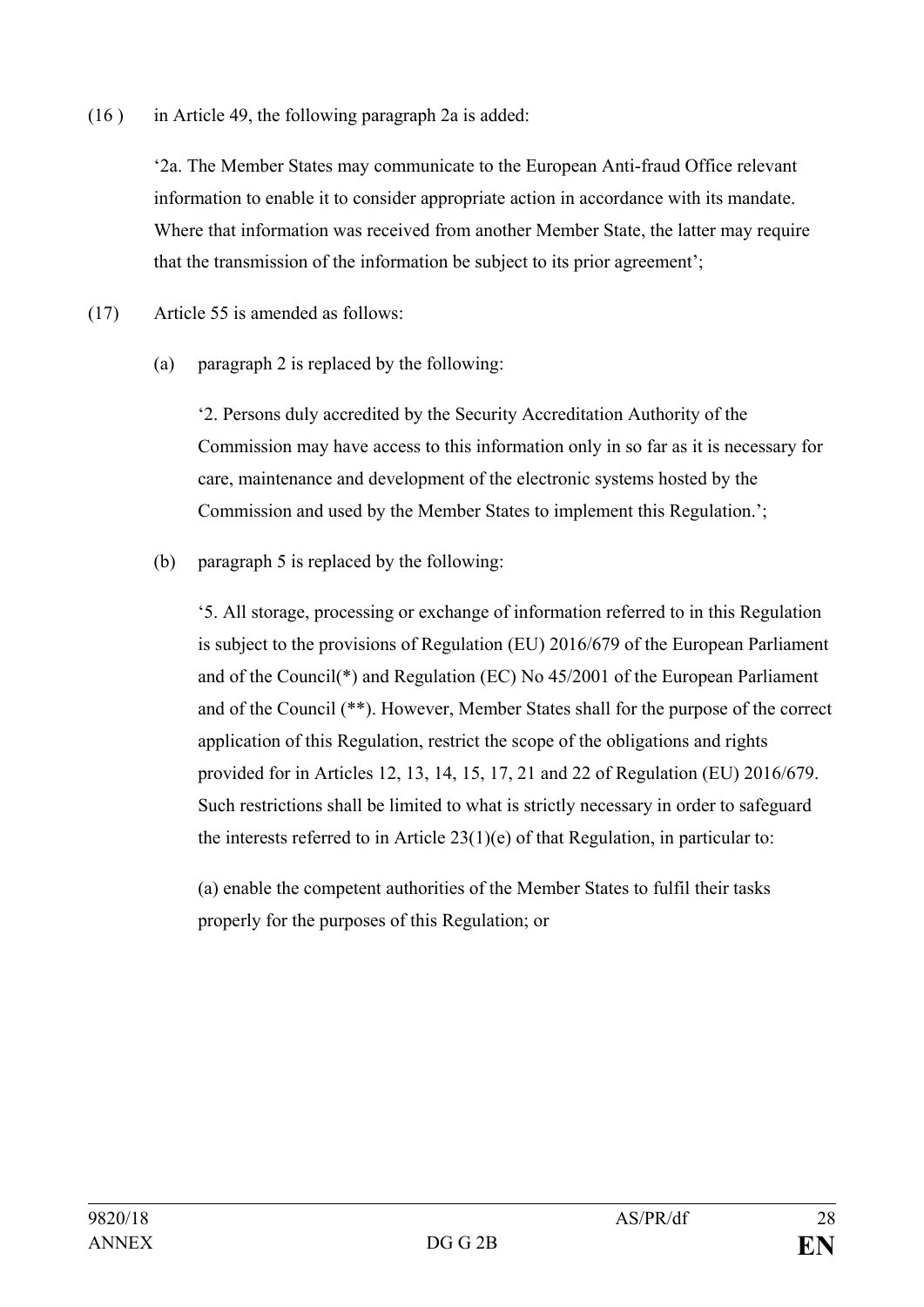(16 ) in Article 49, the following paragraph 2a is added:

'2a. The Member States may communicate to the European Anti-fraud Office relevant information to enable it to consider appropriate action in accordance with its mandate. Where that information was received from another Member State, the latter may require that the transmission of the information be subject to its prior agreement';

(17) Article 55 is amended as follows:

(a) paragraph 2 is replaced by the following:

'2. Persons duly accredited by the Security Accreditation Authority of the Commission may have access to this information only in so far as it is necessary for care, maintenance and development of the electronic systems hosted by the Commission and used by the Member States to implement this Regulation.';

(b) paragraph 5 is replaced by the following:

'5. All storage, processing or exchange of information referred to in this Regulation is subject to the provisions of Regulation (EU) 2016/679 of the European Parliament and of the Council(*) and Regulation (EC) No 45/2001 of the European Parliament and of the Council (**). However, Member States shall for the purpose of the correct application of this Regulation, restrict the scope of the obligations and rights provided for in Articles 12, 13, 14, 15, 17, 21 and 22 of Regulation (EU) 2016/679. Such restrictions shall be limited to what is strictly necessary in order to safeguard the interests referred to in Article 23(1)(e) of that Regulation, in particular to:

(a) enable the competent authorities of the Member States to fulfil their tasks properly for the purposes of this Regulation; or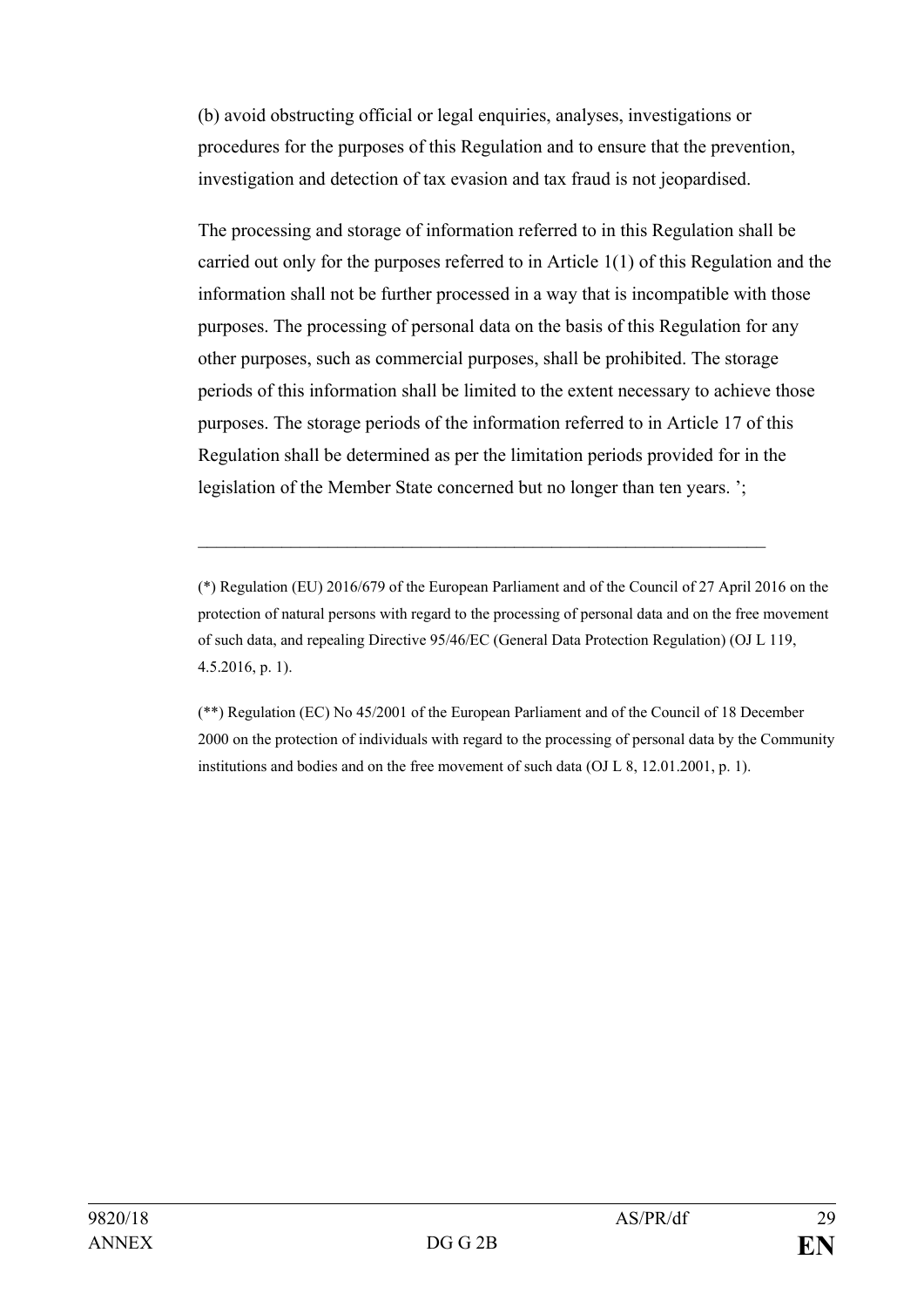(b) avoid obstructing official or legal enquiries, analyses, investigations or procedures for the purposes of this Regulation and to ensure that the prevention, investigation and detection of tax evasion and tax fraud is not jeopardised.

The processing and storage of information referred to in this Regulation shall be carried out only for the purposes referred to in Article 1(1) of this Regulation and the information shall not be further processed in a way that is incompatible with those purposes. The processing of personal data on the basis of this Regulation for any other purposes, such as commercial purposes, shall be prohibited. The storage periods of this information shall be limited to the extent necessary to achieve those purposes. The storage periods of the information referred to in Article 17 of this Regulation shall be determined as per the limitation periods provided for in the legislation of the Member State concerned but no longer than ten years. ';

---

(*) Regulation (EU) 2016/679 of the European Parliament and of the Council of 27 April 2016 on the protection of natural persons with regard to the processing of personal data and on the free movement of such data, and repealing Directive 95/46/EC (General Data Protection Regulation) (OJ L 119, 4.5.2016, p. 1).

(**) Regulation (EC) No 45/2001 of the European Parliament and of the Council of 18 December 2000 on the protection of individuals with regard to the processing of personal data by the Community institutions and bodies and on the free movement of such data (OJ L 8, 12.01.2001, p. 1).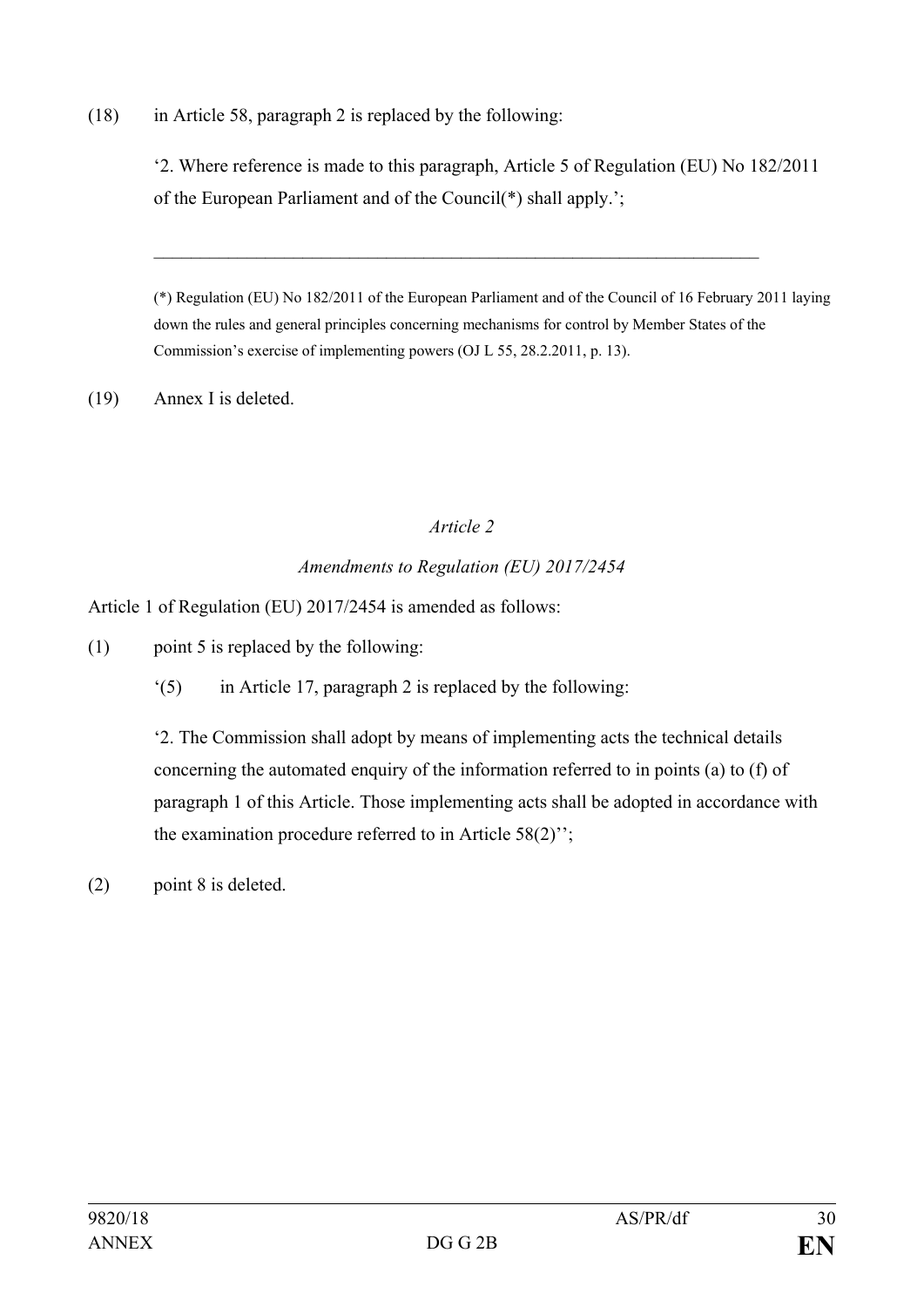(18) in Article 58, paragraph 2 is replaced by the following:

‘2. Where reference is made to this paragraph, Article 5 of Regulation (EU) No 182/2011 of the European Parliament and of the Council(*) shall apply.’;

---

(*) Regulation (EU) No 182/2011 of the European Parliament and of the Council of 16 February 2011 laying down the rules and general principles concerning mechanisms for control by Member States of the Commission’s exercise of implementing powers (OJ L 55, 28.2.2011, p. 13).

(19) Annex I is deleted.

*Article 2*

*Amendments to Regulation (EU) 2017/2454*

Article 1 of Regulation (EU) 2017/2454 is amended as follows:

(1) point 5 is replaced by the following:

‘(5) in Article 17, paragraph 2 is replaced by the following:

‘2. The Commission shall adopt by means of implementing acts the technical details concerning the automated enquiry of the information referred to in points (a) to (f) of paragraph 1 of this Article. Those implementing acts shall be adopted in accordance with the examination procedure referred to in Article 58(2)’’;

(2) point 8 is deleted.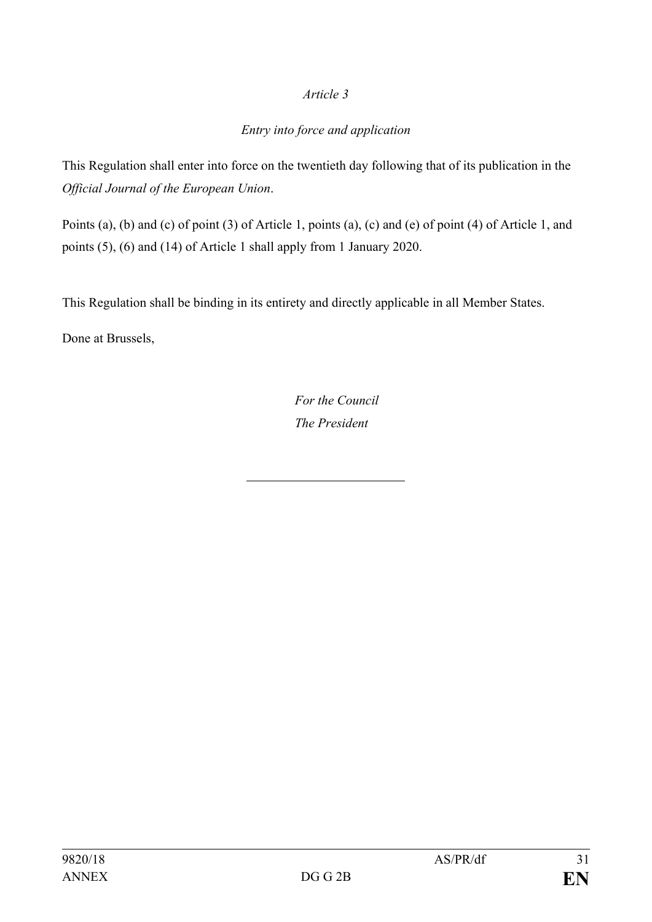*Article 3*

*Entry into force and application*

This Regulation shall enter into force on the twentieth day following that of its publication in the *Official Journal of the European Union*.

Points (a), (b) and (c) of point (3) of Article 1, points (a), (c) and (e) of point (4) of Article 1, and points (5), (6) and (14) of Article 1 shall apply from 1 January 2020.

This Regulation shall be binding in its entirety and directly applicable in all Member States.

Done at Brussels,

*For the Council*
*The President*